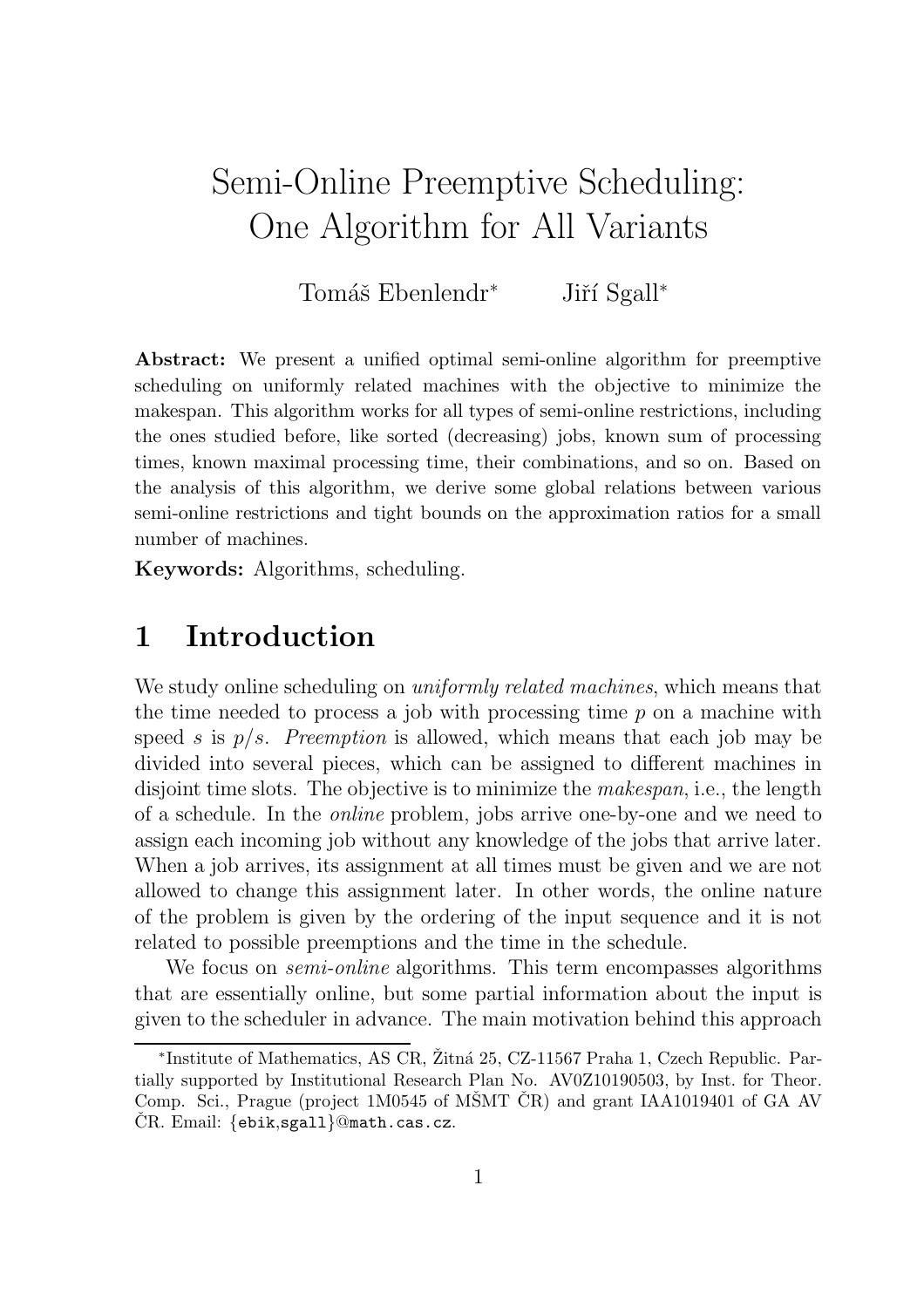# Semi-Online Preemptive Scheduling: One Algorithm for All Variants

Tomáš Ebenlendr* Jiří Sgall*

**Abstract:** We present a unified optimal semi-online algorithm for preemptive scheduling on uniformly related machines with the objective to minimize the makespan. This algorithm works for all types of semi-online restrictions, including the ones studied before, like sorted (decreasing) jobs, known sum of processing times, known maximal processing time, their combinations, and so on. Based on the analysis of this algorithm, we derive some global relations between various semi-online restrictions and tight bounds on the approximation ratios for a small number of machines.

**Keywords:** Algorithms, scheduling.

## 1 Introduction

We study online scheduling on *uniformly related machines*, which means that the time needed to process a job with processing time $p$ on a machine with speed $s$ is $p/s$. *Preemption* is allowed, which means that each job may be divided into several pieces, which can be assigned to different machines in disjoint time slots. The objective is to minimize the *makespan*, i.e., the length of a schedule. In the *online* problem, jobs arrive one-by-one and we need to assign each incoming job without any knowledge of the jobs that arrive later. When a job arrives, its assignment at all times must be given and we are not allowed to change this assignment later. In other words, the online nature of the problem is given by the ordering of the input sequence and it is not related to possible preemptions and the time in the schedule.

We focus on *semi-online* algorithms. This term encompasses algorithms that are essentially online, but some partial information about the input is given to the scheduler in advance. The main motivation behind this approach

*Institute of Mathematics, AS CR, Žitná 25, CZ-11567 Praha 1, Czech Republic. Partially supported by Institutional Research Plan No. AV0Z10190503, by Inst. for Theor. Comp. Sci., Prague (project 1M0545 of MŠMT ČR) and grant IAA1019401 of GA AV ČR. Email: {ebik,sgall}@math.cas.cz.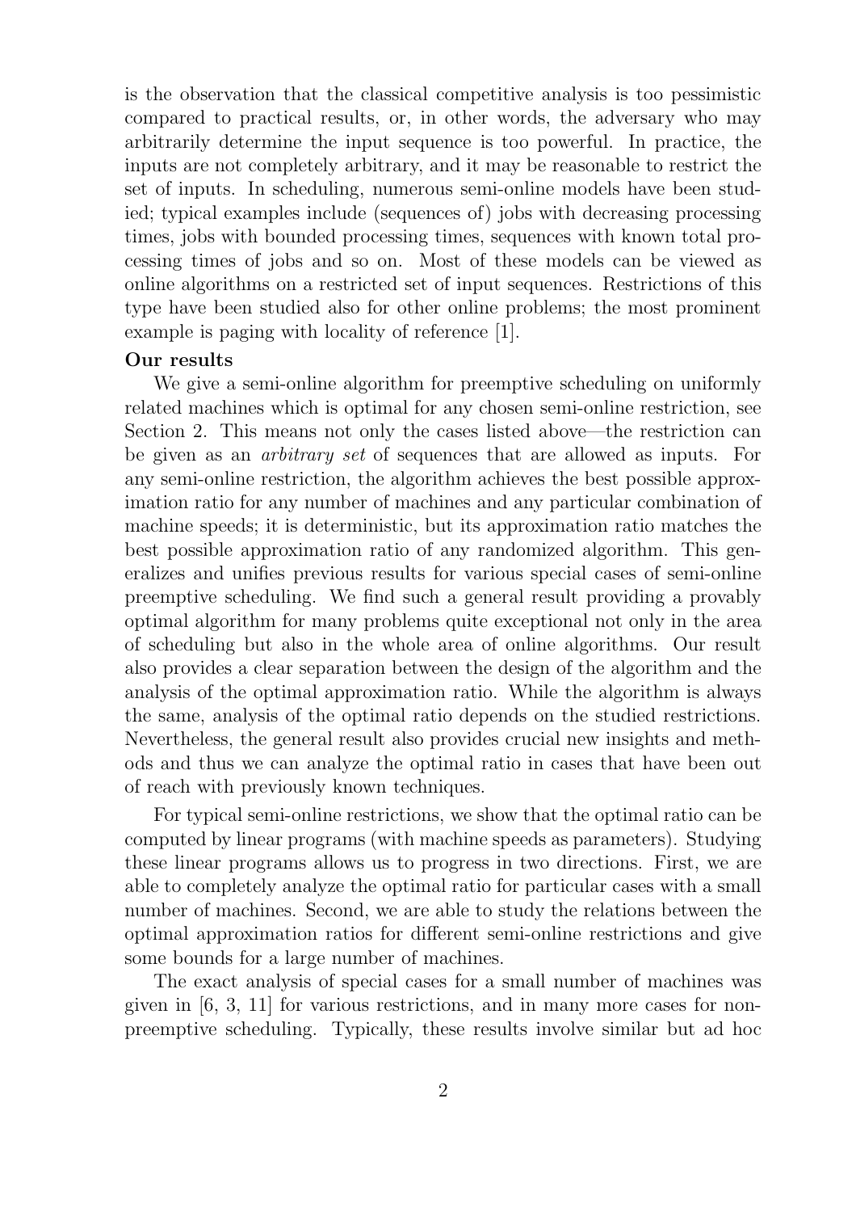is the observation that the classical competitive analysis is too pessimistic compared to practical results, or, in other words, the adversary who may arbitrarily determine the input sequence is too powerful. In practice, the inputs are not completely arbitrary, and it may be reasonable to restrict the set of inputs. In scheduling, numerous semi-online models have been studied; typical examples include (sequences of) jobs with decreasing processing times, jobs with bounded processing times, sequences with known total processing times of jobs and so on. Most of these models can be viewed as online algorithms on a restricted set of input sequences. Restrictions of this type have been studied also for other online problems; the most prominent example is paging with locality of reference [1].

**Our results**

We give a semi-online algorithm for preemptive scheduling on uniformly related machines which is optimal for any chosen semi-online restriction, see Section 2. This means not only the cases listed above—the restriction can be given as an *arbitrary set* of sequences that are allowed as inputs. For any semi-online restriction, the algorithm achieves the best possible approximation ratio for any number of machines and any particular combination of machine speeds; it is deterministic, but its approximation ratio matches the best possible approximation ratio of any randomized algorithm. This generalizes and unifies previous results for various special cases of semi-online preemptive scheduling. We find such a general result providing a provably optimal algorithm for many problems quite exceptional not only in the area of scheduling but also in the whole area of online algorithms. Our result also provides a clear separation between the design of the algorithm and the analysis of the optimal approximation ratio. While the algorithm is always the same, analysis of the optimal ratio depends on the studied restrictions. Nevertheless, the general result also provides crucial new insights and methods and thus we can analyze the optimal ratio in cases that have been out of reach with previously known techniques.

For typical semi-online restrictions, we show that the optimal ratio can be computed by linear programs (with machine speeds as parameters). Studying these linear programs allows us to progress in two directions. First, we are able to completely analyze the optimal ratio for particular cases with a small number of machines. Second, we are able to study the relations between the optimal approximation ratios for different semi-online restrictions and give some bounds for a large number of machines.

The exact analysis of special cases for a small number of machines was given in [6, 3, 11] for various restrictions, and in many more cases for non-preemptive scheduling. Typically, these results involve similar but ad hoc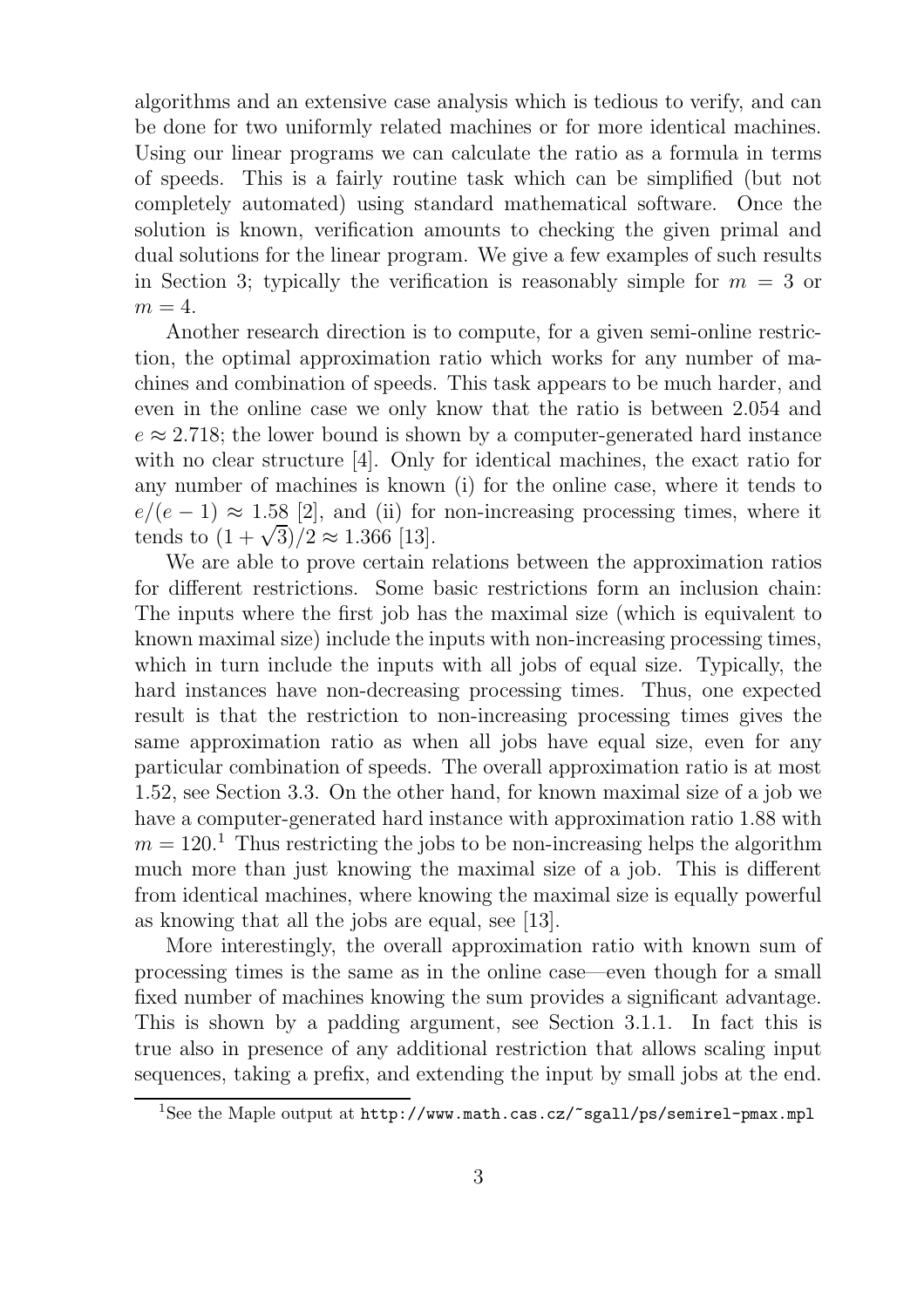algorithms and an extensive case analysis which is tedious to verify, and can be done for two uniformly related machines or for more identical machines. Using our linear programs we can calculate the ratio as a formula in terms of speeds. This is a fairly routine task which can be simplified (but not completely automated) using standard mathematical software. Once the solution is known, verification amounts to checking the given primal and dual solutions for the linear program. We give a few examples of such results in Section 3; typically the verification is reasonably simple for $m = 3$ or $m = 4$.

Another research direction is to compute, for a given semi-online restriction, the optimal approximation ratio which works for any number of machines and combination of speeds. This task appears to be much harder, and even in the online case we only know that the ratio is between 2.054 and $e \approx 2.718$; the lower bound is shown by a computer-generated hard instance with no clear structure [4]. Only for identical machines, the exact ratio for any number of machines is known (i) for the online case, where it tends to $e/(e-1) \approx 1.58$ [2], and (ii) for non-increasing processing times, where it tends to $(1+\sqrt{3})/2 \approx 1.366$ [13].

We are able to prove certain relations between the approximation ratios for different restrictions. Some basic restrictions form an inclusion chain: The inputs where the first job has the maximal size (which is equivalent to known maximal size) include the inputs with non-increasing processing times, which in turn include the inputs with all jobs of equal size. Typically, the hard instances have non-decreasing processing times. Thus, one expected result is that the restriction to non-increasing processing times gives the same approximation ratio as when all jobs have equal size, even for any particular combination of speeds. The overall approximation ratio is at most 1.52, see Section 3.3. On the other hand, for known maximal size of a job we have a computer-generated hard instance with approximation ratio 1.88 with $m = 120$.[1] Thus restricting the jobs to be non-increasing helps the algorithm much more than just knowing the maximal size of a job. This is different from identical machines, where knowing the maximal size is equally powerful as knowing that all the jobs are equal, see [13].

More interestingly, the overall approximation ratio with known sum of processing times is the same as in the online case—even though for a small fixed number of machines knowing the sum provides a significant advantage. This is shown by a padding argument, see Section 3.1.1. In fact this is true also in presence of any additional restriction that allows scaling input sequences, taking a prefix, and extending the input by small jobs at the end.

[1] See the Maple output at `http://www.math.cas.cz/~sgall/ps/semirel-pmax.mpl`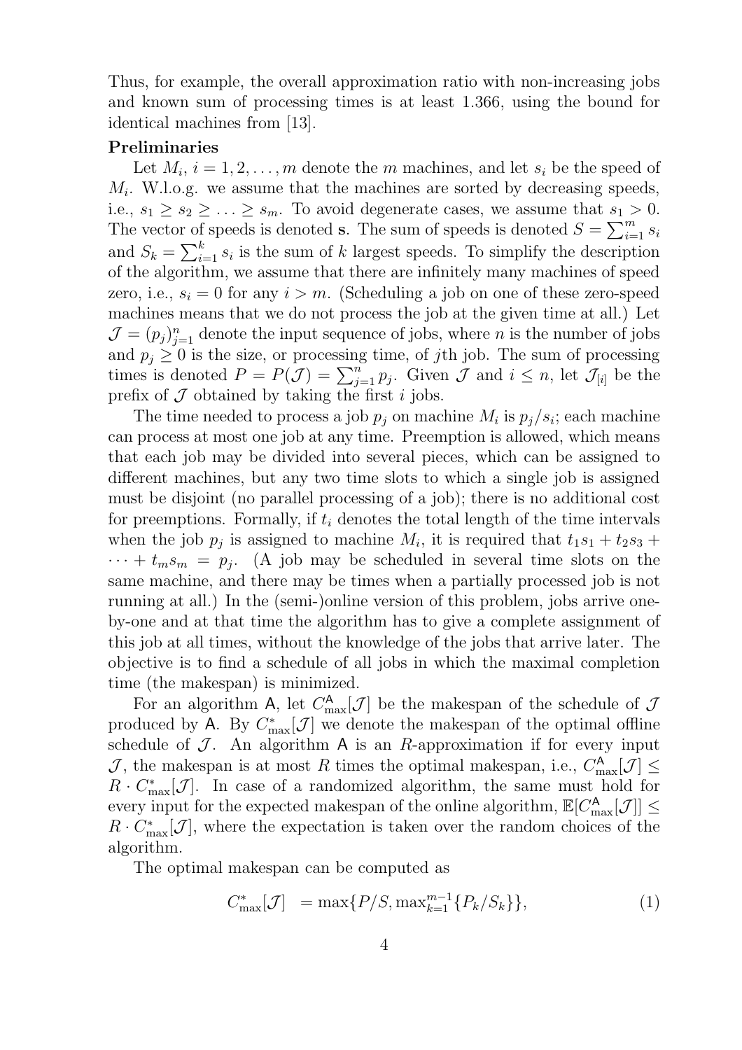Thus, for example, the overall approximation ratio with non-increasing jobs and known sum of processing times is at least 1.366, using the bound for identical machines from [13].

**Preliminaries**

Let $M_i$, $i = 1, 2, \ldots, m$ denote the $m$ machines, and let $s_i$ be the speed of $M_i$. W.l.o.g. we assume that the machines are sorted by decreasing speeds, i.e., $s_1 \geq s_2 \geq \ldots \geq s_m$. To avoid degenerate cases, we assume that $s_1 > 0$. The vector of speeds is denoted $\mathbf{s}$. The sum of speeds is denoted $S = \sum_{i=1}^{m} s_i$ and $S_k = \sum_{i=1}^{k} s_i$ is the sum of $k$ largest speeds. To simplify the description of the algorithm, we assume that there are infinitely many machines of speed zero, i.e., $s_i = 0$ for any $i > m$. (Scheduling a job on one of these zero-speed machines means that we do not process the job at the given time at all.) Let $\mathcal{J} = (p_j)_{j=1}^{n}$ denote the input sequence of jobs, where $n$ is the number of jobs and $p_j \geq 0$ is the size, or processing time, of $j$th job. The sum of processing times is denoted $P = P(\mathcal{J}) = \sum_{j=1}^{n} p_j$. Given $\mathcal{J}$ and $i \leq n$, let $\mathcal{J}_{[i]}$ be the prefix of $\mathcal{J}$ obtained by taking the first $i$ jobs.

The time needed to process a job $p_j$ on machine $M_i$ is $p_j/s_i$; each machine can process at most one job at any time. Preemption is allowed, which means that each job may be divided into several pieces, which can be assigned to different machines, but any two time slots to which a single job is assigned must be disjoint (no parallel processing of a job); there is no additional cost for preemptions. Formally, if $t_i$ denotes the total length of the time intervals when the job $p_j$ is assigned to machine $M_i$, it is required that $t_1 s_1 + t_2 s_3 + \cdots + t_m s_m = p_j$. (A job may be scheduled in several time slots on the same machine, and there may be times when a partially processed job is not running at all.) In the (semi-)online version of this problem, jobs arrive one-by-one and at that time the algorithm has to give a complete assignment of this job at all times, without the knowledge of the jobs that arrive later. The objective is to find a schedule of all jobs in which the maximal completion time (the makespan) is minimized.

For an algorithm $\mathsf{A}$, let $C^{\mathsf{A}}_{\max}[\mathcal{J}]$ be the makespan of the schedule of $\mathcal{J}$ produced by $\mathsf{A}$. By $C^{*}_{\max}[\mathcal{J}]$ we denote the makespan of the optimal offline schedule of $\mathcal{J}$. An algorithm $\mathsf{A}$ is an $R$-approximation if for every input $\mathcal{J}$, the makespan is at most $R$ times the optimal makespan, i.e., $C^{\mathsf{A}}_{\max}[\mathcal{J}] \leq R \cdot C^{*}_{\max}[\mathcal{J}]$. In case of a randomized algorithm, the same must hold for every input for the expected makespan of the online algorithm, $\mathbb{E}[C^{\mathsf{A}}_{\max}[\mathcal{J}]] \leq R \cdot C^{*}_{\max}[\mathcal{J}]$, where the expectation is taken over the random choices of the algorithm.

The optimal makespan can be computed as

$$C^{*}_{\max}[\mathcal{J}] \;\; = \max\{P/S, \max_{k=1}^{m-1}\{P_k/S_k\}\}, \tag{1}$$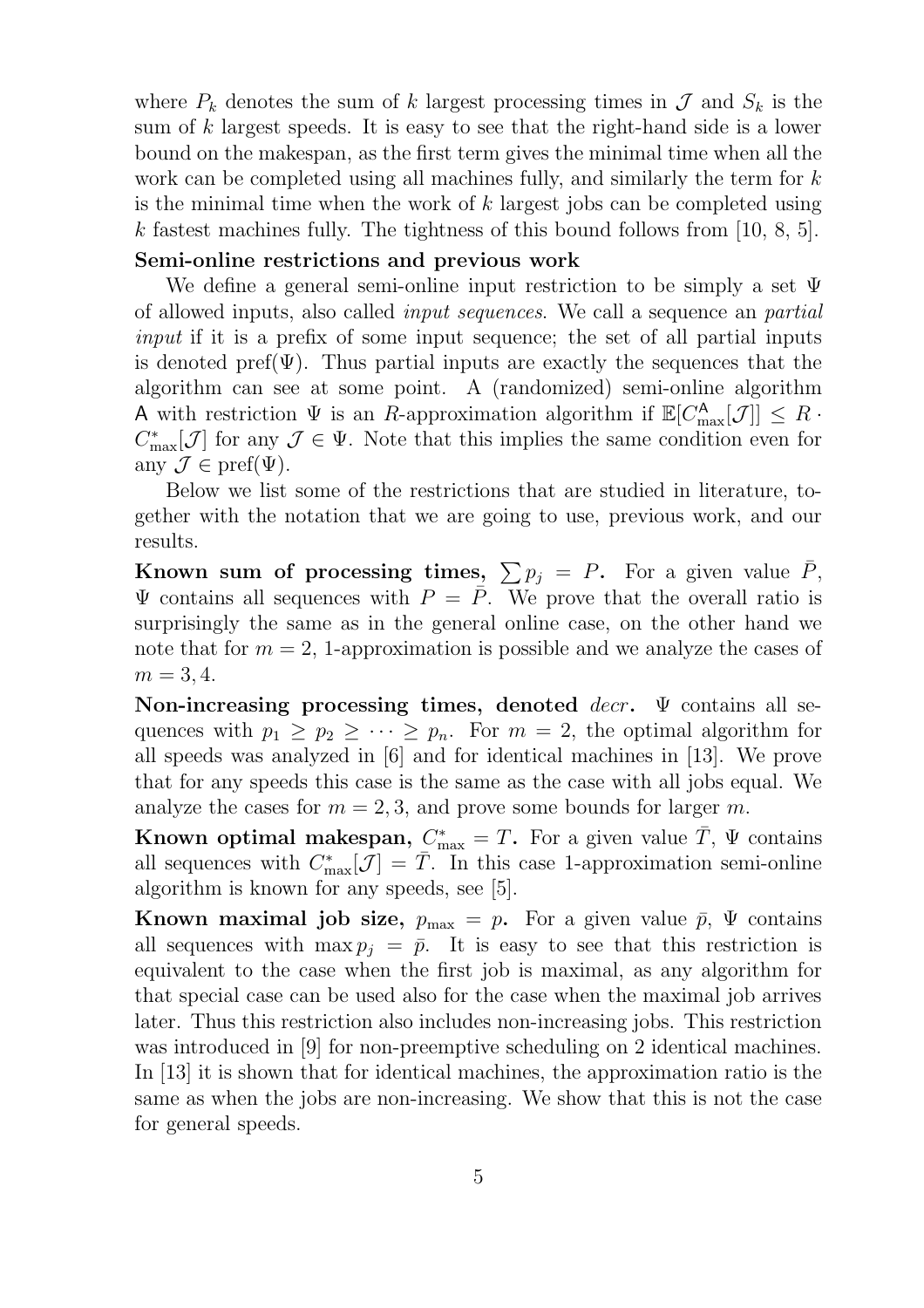where $P_k$ denotes the sum of $k$ largest processing times in $\mathcal{J}$ and $S_k$ is the sum of $k$ largest speeds. It is easy to see that the right-hand side is a lower bound on the makespan, as the first term gives the minimal time when all the work can be completed using all machines fully, and similarly the term for $k$ is the minimal time when the work of $k$ largest jobs can be completed using $k$ fastest machines fully. The tightness of this bound follows from [10, 8, 5].

**Semi-online restrictions and previous work**

We define a general semi-online input restriction to be simply a set $\Psi$ of allowed inputs, also called *input sequences*. We call a sequence an *partial input* if it is a prefix of some input sequence; the set of all partial inputs is denoted $\mathrm{pref}(\Psi)$. Thus partial inputs are exactly the sequences that the algorithm can see at some point. A (randomized) semi-online algorithm $\mathsf{A}$ with restriction $\Psi$ is an $R$-approximation algorithm if $\mathbb{E}[C^{\mathsf{A}}_{\max}[\mathcal{J}]] \leq R \cdot C^*_{\max}[\mathcal{J}]$ for any $\mathcal{J} \in \Psi$. Note that this implies the same condition even for any $\mathcal{J} \in \mathrm{pref}(\Psi)$.

Below we list some of the restrictions that are studied in literature, together with the notation that we are going to use, previous work, and our results.

**Known sum of processing times, $\sum p_j = P$.** For a given value $\bar{P}$, $\Psi$ contains all sequences with $P = \bar{P}$. We prove that the overall ratio is surprisingly the same as in the general online case, on the other hand we note that for $m = 2$, 1-approximation is possible and we analyze the cases of $m = 3, 4$.

**Non-increasing processing times, denoted *decr*.** $\Psi$ contains all sequences with $p_1 \geq p_2 \geq \cdots \geq p_n$. For $m = 2$, the optimal algorithm for all speeds was analyzed in [6] and for identical machines in [13]. We prove that for any speeds this case is the same as the case with all jobs equal. We analyze the cases for $m = 2, 3$, and prove some bounds for larger $m$.

**Known optimal makespan, $C^*_{\max} = T$.** For a given value $\bar{T}$, $\Psi$ contains all sequences with $C^*_{\max}[\mathcal{J}] = \bar{T}$. In this case 1-approximation semi-online algorithm is known for any speeds, see [5].

**Known maximal job size, $p_{\max} = p$.** For a given value $\bar{p}$, $\Psi$ contains all sequences with $\max p_j = \bar{p}$. It is easy to see that this restriction is equivalent to the case when the first job is maximal, as any algorithm for that special case can be used also for the case when the maximal job arrives later. Thus this restriction also includes non-increasing jobs. This restriction was introduced in [9] for non-preemptive scheduling on 2 identical machines. In [13] it is shown that for identical machines, the approximation ratio is the same as when the jobs are non-increasing. We show that this is not the case for general speeds.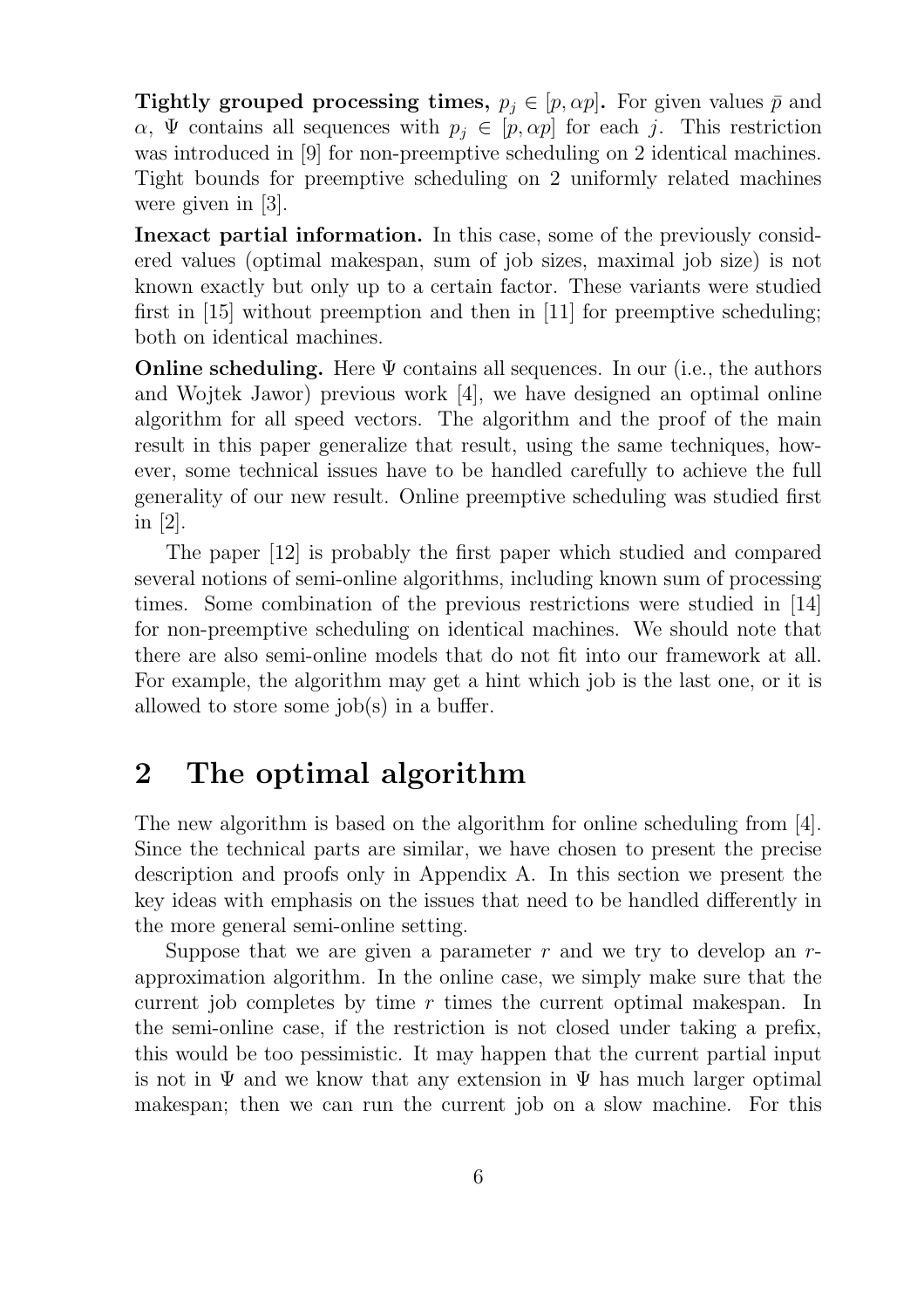**Tightly grouped processing times, $p_j \in [p, \alpha p]$.** For given values $\bar{p}$ and $\alpha$, $\Psi$ contains all sequences with $p_j \in [p, \alpha p]$ for each $j$. This restriction was introduced in [9] for non-preemptive scheduling on 2 identical machines. Tight bounds for preemptive scheduling on 2 uniformly related machines were given in [3].

**Inexact partial information.** In this case, some of the previously considered values (optimal makespan, sum of job sizes, maximal job size) is not known exactly but only up to a certain factor. These variants were studied first in [15] without preemption and then in [11] for preemptive scheduling; both on identical machines.

**Online scheduling.** Here $\Psi$ contains all sequences. In our (i.e., the authors and Wojtek Jawor) previous work [4], we have designed an optimal online algorithm for all speed vectors. The algorithm and the proof of the main result in this paper generalize that result, using the same techniques, however, some technical issues have to be handled carefully to achieve the full generality of our new result. Online preemptive scheduling was studied first in [2].

The paper [12] is probably the first paper which studied and compared several notions of semi-online algorithms, including known sum of processing times. Some combination of the previous restrictions were studied in [14] for non-preemptive scheduling on identical machines. We should note that there are also semi-online models that do not fit into our framework at all. For example, the algorithm may get a hint which job is the last one, or it is allowed to store some job(s) in a buffer.

## 2 The optimal algorithm

The new algorithm is based on the algorithm for online scheduling from [4]. Since the technical parts are similar, we have chosen to present the precise description and proofs only in Appendix A. In this section we present the key ideas with emphasis on the issues that need to be handled differently in the more general semi-online setting.

Suppose that we are given a parameter $r$ and we try to develop an $r$-approximation algorithm. In the online case, we simply make sure that the current job completes by time $r$ times the current optimal makespan. In the semi-online case, if the restriction is not closed under taking a prefix, this would be too pessimistic. It may happen that the current partial input is not in $\Psi$ and we know that any extension in $\Psi$ has much larger optimal makespan; then we can run the current job on a slow machine. For this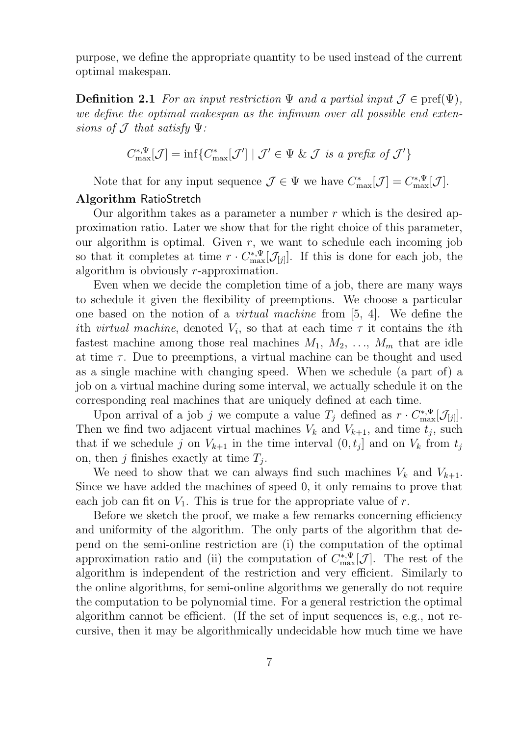purpose, we define the appropriate quantity to be used instead of the current optimal makespan.

**Definition 2.1** *For an input restriction $\Psi$ and a partial input $\mathcal{J} \in \mathrm{pref}(\Psi)$, we define the optimal makespan as the infimum over all possible end extensions of $\mathcal{J}$ that satisfy $\Psi$:*

$$C^{*,\Psi}_{\max}[\mathcal{J}] = \inf\{C^{*}_{\max}[\mathcal{J}'] \mid \mathcal{J}' \in \Psi \;\&\; \mathcal{J} \text{ is a prefix of } \mathcal{J}'\}$$

Note that for any input sequence $\mathcal{J} \in \Psi$ we have $C^{*}_{\max}[\mathcal{J}] = C^{*,\Psi}_{\max}[\mathcal{J}]$.

**Algorithm** RatioStretch

Our algorithm takes as a parameter a number $r$ which is the desired approximation ratio. Later we show that for the right choice of this parameter, our algorithm is optimal. Given $r$, we want to schedule each incoming job so that it completes at time $r \cdot C^{*,\Psi}_{\max}[\mathcal{J}_{[j]}]$. If this is done for each job, the algorithm is obviously $r$-approximation.

Even when we decide the completion time of a job, there are many ways to schedule it given the flexibility of preemptions. We choose a particular one based on the notion of a *virtual machine* from [5, 4]. We define the $i$th *virtual machine*, denoted $V_i$, so that at each time $\tau$ it contains the $i$th fastest machine among those real machines $M_1$, $M_2$, $\ldots$, $M_m$ that are idle at time $\tau$. Due to preemptions, a virtual machine can be thought and used as a single machine with changing speed. When we schedule (a part of) a job on a virtual machine during some interval, we actually schedule it on the corresponding real machines that are uniquely defined at each time.

Upon arrival of a job $j$ we compute a value $T_j$ defined as $r \cdot C^{*,\Psi}_{\max}[\mathcal{J}_{[j]}]$. Then we find two adjacent virtual machines $V_k$ and $V_{k+1}$, and time $t_j$, such that if we schedule $j$ on $V_{k+1}$ in the time interval $(0, t_j]$ and on $V_k$ from $t_j$ on, then $j$ finishes exactly at time $T_j$.

We need to show that we can always find such machines $V_k$ and $V_{k+1}$. Since we have added the machines of speed 0, it only remains to prove that each job can fit on $V_1$. This is true for the appropriate value of $r$.

Before we sketch the proof, we make a few remarks concerning efficiency and uniformity of the algorithm. The only parts of the algorithm that depend on the semi-online restriction are (i) the computation of the optimal approximation ratio and (ii) the computation of $C^{*,\Psi}_{\max}[\mathcal{J}]$. The rest of the algorithm is independent of the restriction and very efficient. Similarly to the online algorithms, for semi-online algorithms we generally do not require the computation to be polynomial time. For a general restriction the optimal algorithm cannot be efficient. (If the set of input sequences is, e.g., not recursive, then it may be algorithmically undecidable how much time we have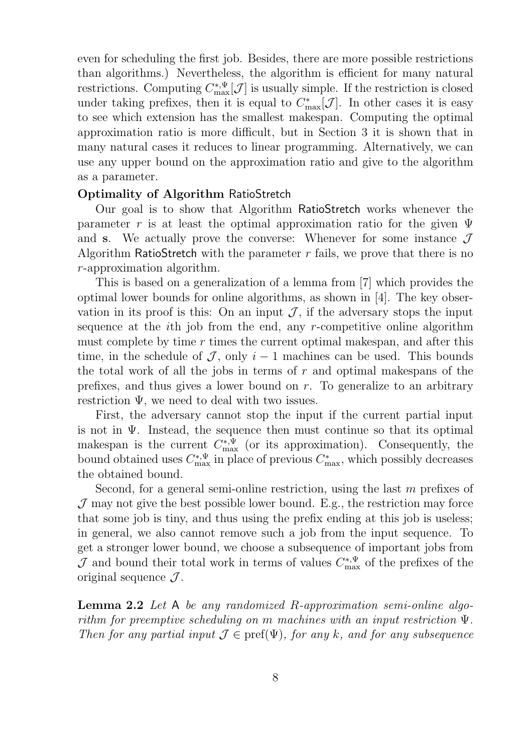even for scheduling the first job. Besides, there are more possible restrictions than algorithms.) Nevertheless, the algorithm is efficient for many natural restrictions. Computing $C^{*,\Psi}_{\max}[\mathcal{J}]$ is usually simple. If the restriction is closed under taking prefixes, then it is equal to $C^{*}_{\max}[\mathcal{J}]$. In other cases it is easy to see which extension has the smallest makespan. Computing the optimal approximation ratio is more difficult, but in Section 3 it is shown that in many natural cases it reduces to linear programming. Alternatively, we can use any upper bound on the approximation ratio and give to the algorithm as a parameter.

**Optimality of Algorithm RatioStretch**

Our goal is to show that Algorithm RatioStretch works whenever the parameter $r$ is at least the optimal approximation ratio for the given $\Psi$ and $\mathbf{s}$. We actually prove the converse: Whenever for some instance $\mathcal{J}$ Algorithm RatioStretch with the parameter $r$ fails, we prove that there is no $r$-approximation algorithm.

This is based on a generalization of a lemma from [7] which provides the optimal lower bounds for online algorithms, as shown in [4]. The key observation in its proof is this: On an input $\mathcal{J}$, if the adversary stops the input sequence at the $i$th job from the end, any $r$-competitive online algorithm must complete by time $r$ times the current optimal makespan, and after this time, in the schedule of $\mathcal{J}$, only $i-1$ machines can be used. This bounds the total work of all the jobs in terms of $r$ and optimal makespans of the prefixes, and thus gives a lower bound on $r$. To generalize to an arbitrary restriction $\Psi$, we need to deal with two issues.

First, the adversary cannot stop the input if the current partial input is not in $\Psi$. Instead, the sequence then must continue so that its optimal makespan is the current $C^{*,\Psi}_{\max}$ (or its approximation). Consequently, the bound obtained uses $C^{*,\Psi}_{\max}$ in place of previous $C^{*}_{\max}$, which possibly decreases the obtained bound.

Second, for a general semi-online restriction, using the last $m$ prefixes of $\mathcal{J}$ may not give the best possible lower bound. E.g., the restriction may force that some job is tiny, and thus using the prefix ending at this job is useless; in general, we also cannot remove such a job from the input sequence. To get a stronger lower bound, we choose a subsequence of important jobs from $\mathcal{J}$ and bound their total work in terms of values $C^{*,\Psi}_{\max}$ of the prefixes of the original sequence $\mathcal{J}$.

**Lemma 2.2** *Let* A *be any randomized $R$-approximation semi-online algorithm for preemptive scheduling on $m$ machines with an input restriction $\Psi$. Then for any partial input $\mathcal{J} \in \mathrm{pref}(\Psi)$, for any $k$, and for any subsequence*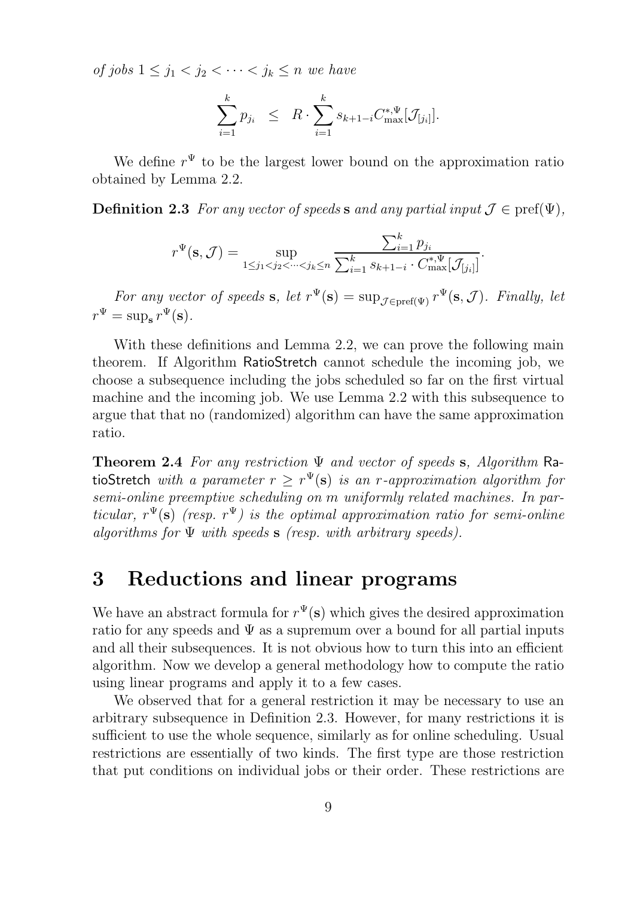*of jobs $1 \leq j_1 < j_2 < \cdots < j_k \leq n$ we have*

$$\sum_{i=1}^{k} p_{j_i} \quad \leq \quad R \cdot \sum_{i=1}^{k} s_{k+1-i} C^{*,\Psi}_{\max}[\mathcal{J}_{[j_i]}].$$

We define $r^\Psi$ to be the largest lower bound on the approximation ratio obtained by Lemma 2.2.

**Definition 2.3** *For any vector of speeds* $\mathbf{s}$ *and any partial input* $\mathcal{J} \in \mathrm{pref}(\Psi)$*,*

$$r^\Psi(\mathbf{s}, \mathcal{J}) = \sup_{1 \leq j_1 < j_2 < \cdots < j_k \leq n} \frac{\sum_{i=1}^{k} p_{j_i}}{\sum_{i=1}^{k} s_{k+1-i} \cdot C^{*,\Psi}_{\max}[\mathcal{J}_{[j_i]}]}.$$

*For any vector of speeds* $\mathbf{s}$*, let* $r^\Psi(\mathbf{s}) = \sup_{\mathcal{J} \in \mathrm{pref}(\Psi)} r^\Psi(\mathbf{s}, \mathcal{J})$*. Finally, let* $r^\Psi = \sup_{\mathbf{s}} r^\Psi(\mathbf{s})$*.*

With these definitions and Lemma 2.2, we can prove the following main theorem. If Algorithm RatioStretch cannot schedule the incoming job, we choose a subsequence including the jobs scheduled so far on the first virtual machine and the incoming job. We use Lemma 2.2 with this subsequence to argue that that no (randomized) algorithm can have the same approximation ratio.

**Theorem 2.4** *For any restriction* $\Psi$ *and vector of speeds* $\mathbf{s}$*, Algorithm* RatioStretch *with a parameter* $r \geq r^\Psi(\mathbf{s})$ *is an* $r$*-approximation algorithm for semi-online preemptive scheduling on* $m$ *uniformly related machines. In particular,* $r^\Psi(\mathbf{s})$ *(resp.* $r^\Psi$*) is the optimal approximation ratio for semi-online algorithms for* $\Psi$ *with speeds* $\mathbf{s}$ *(resp. with arbitrary speeds).*

# 3 Reductions and linear programs

We have an abstract formula for $r^\Psi(\mathbf{s})$ which gives the desired approximation ratio for any speeds and $\Psi$ as a supremum over a bound for all partial inputs and all their subsequences. It is not obvious how to turn this into an efficient algorithm. Now we develop a general methodology how to compute the ratio using linear programs and apply it to a few cases.

We observed that for a general restriction it may be necessary to use an arbitrary subsequence in Definition 2.3. However, for many restrictions it is sufficient to use the whole sequence, similarly as for online scheduling. Usual restrictions are essentially of two kinds. The first type are those restriction that put conditions on individual jobs or their order. These restrictions are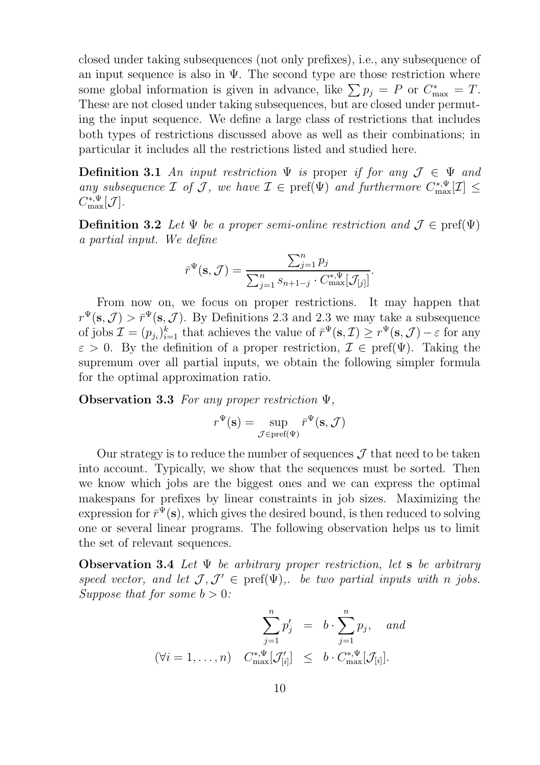closed under taking subsequences (not only prefixes), i.e., any subsequence of an input sequence is also in $\Psi$. The second type are those restriction where some global information is given in advance, like $\sum p_j = P$ or $C^*_{\max} = T$. These are not closed under taking subsequences, but are closed under permuting the input sequence. We define a large class of restrictions that includes both types of restrictions discussed above as well as their combinations; in particular it includes all the restrictions listed and studied here.

**Definition 3.1** *An input restriction $\Psi$ is* proper *if for any $\mathcal{J} \in \Psi$ and any subsequence $\mathcal{I}$ of $\mathcal{J}$, we have $\mathcal{I} \in \mathrm{pref}(\Psi)$ and furthermore $C^{*,\Psi}_{\max}[\mathcal{I}] \leq C^{*,\Psi}_{\max}[\mathcal{J}]$.*

**Definition 3.2** *Let $\Psi$ be a proper semi-online restriction and $\mathcal{J} \in \mathrm{pref}(\Psi)$ a partial input. We define*

$$\bar{r}^{\Psi}(\mathbf{s}, \mathcal{J}) = \frac{\sum_{j=1}^{n} p_j}{\sum_{j=1}^{n} s_{n+1-j} \cdot C^{*,\Psi}_{\max}[\mathcal{J}_{[j]}]}.$$

From now on, we focus on proper restrictions. It may happen that $r^{\Psi}(\mathbf{s}, \mathcal{J}) > \bar{r}^{\Psi}(\mathbf{s}, \mathcal{J})$. By Definitions 2.3 and 2.3 we may take a subsequence of jobs $\mathcal{I} = (p_{j_i})_{i=1}^{k}$ that achieves the value of $\bar{r}^{\Psi}(\mathbf{s}, \mathcal{I}) \geq r^{\Psi}(\mathbf{s}, \mathcal{J}) - \varepsilon$ for any $\varepsilon > 0$. By the definition of a proper restriction, $\mathcal{I} \in \mathrm{pref}(\Psi)$. Taking the supremum over all partial inputs, we obtain the following simpler formula for the optimal approximation ratio.

**Observation 3.3** *For any proper restriction $\Psi$,*

$$r^{\Psi}(\mathbf{s}) = \sup_{\mathcal{J} \in \mathrm{pref}(\Psi)} \bar{r}^{\Psi}(\mathbf{s}, \mathcal{J})$$

Our strategy is to reduce the number of sequences $\mathcal{J}$ that need to be taken into account. Typically, we show that the sequences must be sorted. Then we know which jobs are the biggest ones and we can express the optimal makespans for prefixes by linear constraints in job sizes. Maximizing the expression for $\bar{r}^{\Psi}(\mathbf{s})$, which gives the desired bound, is then reduced to solving one or several linear programs. The following observation helps us to limit the set of relevant sequences.

**Observation 3.4** *Let $\Psi$ be arbitrary proper restriction, let $\mathbf{s}$ be arbitrary speed vector, and let $\mathcal{J}, \mathcal{J}' \in \mathrm{pref}(\Psi)$,. be two partial inputs with $n$ jobs. Suppose that for some $b > 0$:*

$$\begin{aligned} \sum_{j=1}^{n} p'_j &= b \cdot \sum_{j=1}^{n} p_j, \quad \text{and} \\ (\forall i = 1, \ldots, n) \quad C^{*,\Psi}_{\max}[\mathcal{J}'_{[i]}] &\leq b \cdot C^{*,\Psi}_{\max}[\mathcal{J}_{[i]}]. \end{aligned}$$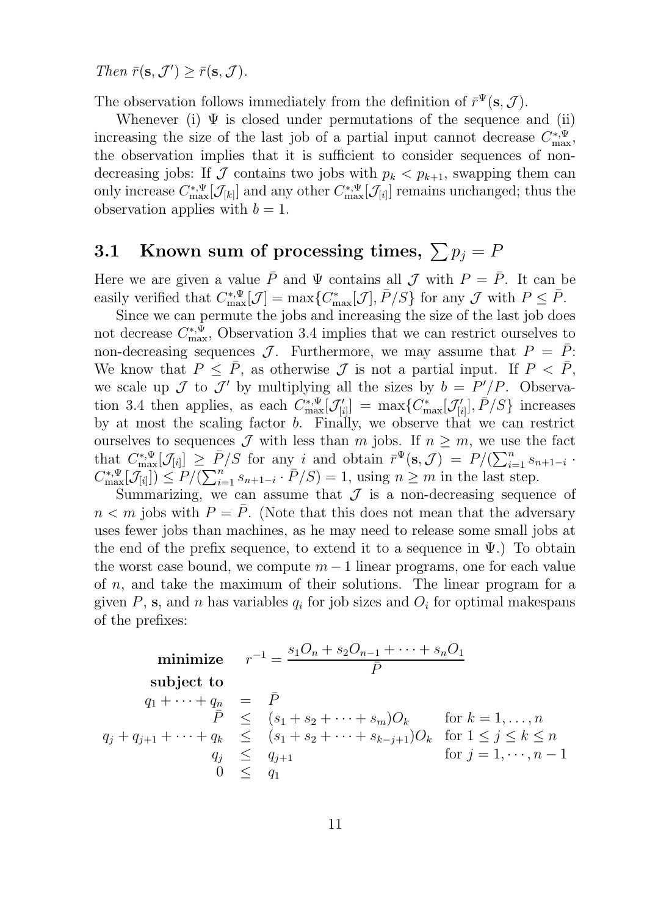*Then* $\bar{r}(\mathbf{s}, \mathcal{J}') \geq \bar{r}(\mathbf{s}, \mathcal{J})$.

The observation follows immediately from the definition of $\bar{r}^{\Psi}(\mathbf{s}, \mathcal{J})$.

Whenever (i) $\Psi$ is closed under permutations of the sequence and (ii) increasing the size of the last job of a partial input cannot decrease $C_{\max}^{*,\Psi}$, the observation implies that it is sufficient to consider sequences of non-decreasing jobs: If $\mathcal{J}$ contains two jobs with $p_k < p_{k+1}$, swapping them can only increase $C_{\max}^{*,\Psi}[\mathcal{J}_{[k]}]$ and any other $C_{\max}^{*,\Psi}[\mathcal{J}_{[i]}]$ remains unchanged; thus the observation applies with $b = 1$.

## 3.1 Known sum of processing times, $\sum p_j = P$

Here we are given a value $\bar{P}$ and $\Psi$ contains all $\mathcal{J}$ with $P = \bar{P}$. It can be easily verified that $C_{\max}^{*,\Psi}[\mathcal{J}] = \max\{C_{\max}^{*}[\mathcal{J}], \bar{P}/S\}$ for any $\mathcal{J}$ with $P \leq \bar{P}$.

Since we can permute the jobs and increasing the size of the last job does not decrease $C_{\max}^{*,\Psi}$, Observation 3.4 implies that we can restrict ourselves to non-decreasing sequences $\mathcal{J}$. Furthermore, we may assume that $P = \bar{P}$: We know that $P \leq \bar{P}$, as otherwise $\mathcal{J}$ is not a partial input. If $P < \bar{P}$, we scale up $\mathcal{J}$ to $\mathcal{J}'$ by multiplying all the sizes by $b = P'/P$. Observation 3.4 then applies, as each $C_{\max}^{*,\Psi}[\mathcal{J}'_{[i]}] = \max\{C_{\max}^{*}[\mathcal{J}'_{[i]}], \bar{P}/S\}$ increases by at most the scaling factor $b$. Finally, we observe that we can restrict ourselves to sequences $\mathcal{J}$ with less than $m$ jobs. If $n \geq m$, we use the fact that $C_{\max}^{*,\Psi}[\mathcal{J}_{[i]}] \geq \bar{P}/S$ for any $i$ and obtain $\bar{r}^{\Psi}(\mathbf{s}, \mathcal{J}) = P/(\sum_{i=1}^{n} s_{n+1-i} \cdot C_{\max}^{*,\Psi}[\mathcal{J}_{[i]}]) \leq P/(\sum_{i=1}^{n} s_{n+1-i} \cdot \bar{P}/S) = 1$, using $n \geq m$ in the last step.

Summarizing, we can assume that $\mathcal{J}$ is a non-decreasing sequence of $n < m$ jobs with $P = \bar{P}$. (Note that this does not mean that the adversary uses fewer jobs than machines, as he may need to release some small jobs at the end of the prefix sequence, to extend it to a sequence in $\Psi$.) To obtain the worst case bound, we compute $m - 1$ linear programs, one for each value of $n$, and take the maximum of their solutions. The linear program for a given $P$, $\mathbf{s}$, and $n$ has variables $q_i$ for job sizes and $O_i$ for optimal makespans of the prefixes:

$$
\begin{array}{rrll}
\textbf{minimize} & r^{-1} = \dfrac{s_1 O_n + s_2 O_{n-1} + \cdots + s_n O_1}{\bar{P}} & & \\
\textbf{subject to} & & & \\
q_1 + \cdots + q_n & = \bar{P} & & \\
\bar{P} & \leq (s_1 + s_2 + \cdots + s_m) O_k & \text{for } k = 1, \ldots, n & \\
q_j + q_{j+1} + \cdots + q_k & \leq (s_1 + s_2 + \cdots + s_{k-j+1}) O_k & \text{for } 1 \leq j \leq k \leq n & \\
q_j & \leq q_{j+1} & \text{for } j = 1, \cdots, n-1 & \\
0 & \leq q_1 & &
\end{array}
$$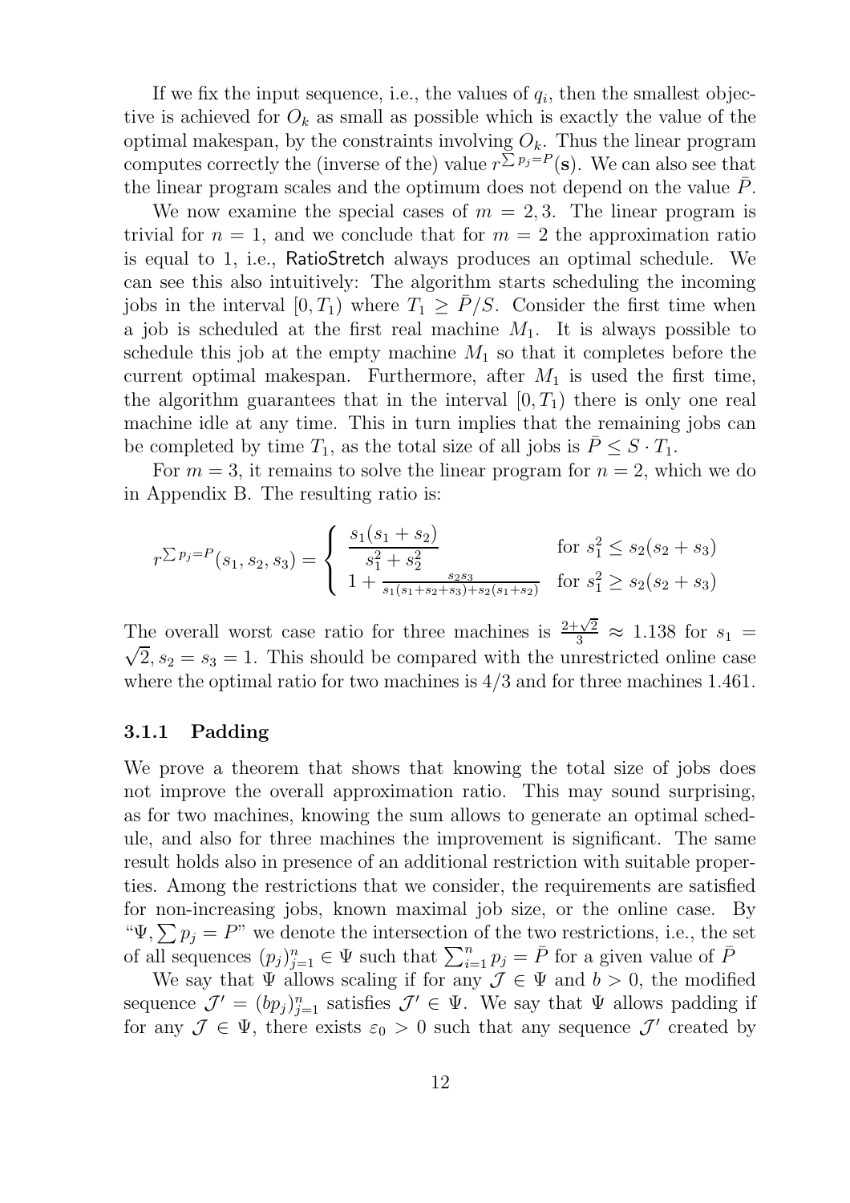If we fix the input sequence, i.e., the values of $q_i$, then the smallest objective is achieved for $O_k$ as small as possible which is exactly the value of the optimal makespan, by the constraints involving $O_k$. Thus the linear program computes correctly the (inverse of the) value $r^{\sum p_j = P}(\mathbf{s})$. We can also see that the linear program scales and the optimum does not depend on the value $\bar{P}$.

We now examine the special cases of $m = 2, 3$. The linear program is trivial for $n = 1$, and we conclude that for $m = 2$ the approximation ratio is equal to 1, i.e., RatioStretch always produces an optimal schedule. We can see this also intuitively: The algorithm starts scheduling the incoming jobs in the interval $[0, T_1)$ where $T_1 \geq \bar{P}/S$. Consider the first time when a job is scheduled at the first real machine $M_1$. It is always possible to schedule this job at the empty machine $M_1$ so that it completes before the current optimal makespan. Furthermore, after $M_1$ is used the first time, the algorithm guarantees that in the interval $[0, T_1)$ there is only one real machine idle at any time. This in turn implies that the remaining jobs can be completed by time $T_1$, as the total size of all jobs is $\bar{P} \leq S \cdot T_1$.

For $m = 3$, it remains to solve the linear program for $n = 2$, which we do in Appendix B. The resulting ratio is:

$$r^{\sum p_j = P}(s_1, s_2, s_3) = \begin{cases} \dfrac{s_1(s_1 + s_2)}{s_1^2 + s_2^2} & \text{for } s_1^2 \leq s_2(s_2 + s_3) \\ 1 + \frac{s_2 s_3}{s_1(s_1 + s_2 + s_3) + s_2(s_1 + s_2)} & \text{for } s_1^2 \geq s_2(s_2 + s_3) \end{cases}$$

The overall worst case ratio for three machines is $\frac{2+\sqrt{2}}{3} \approx 1.138$ for $s_1 = \sqrt{2}, s_2 = s_3 = 1$. This should be compared with the unrestricted online case where the optimal ratio for two machines is $4/3$ and for three machines 1.461.

### 3.1.1 Padding

We prove a theorem that shows that knowing the total size of jobs does not improve the overall approximation ratio. This may sound surprising, as for two machines, knowing the sum allows to generate an optimal schedule, and also for three machines the improvement is significant. The same result holds also in presence of an additional restriction with suitable properties. Among the restrictions that we consider, the requirements are satisfied for non-increasing jobs, known maximal job size, or the online case. By "$\Psi, \sum p_j = P$" we denote the intersection of the two restrictions, i.e., the set of all sequences $(p_j)_{j=1}^n \in \Psi$ such that $\sum_{i=1}^n p_j = \bar{P}$ for a given value of $\bar{P}$

We say that $\Psi$ allows scaling if for any $\mathcal{J} \in \Psi$ and $b > 0$, the modified sequence $\mathcal{J}' = (bp_j)_{j=1}^n$ satisfies $\mathcal{J}' \in \Psi$. We say that $\Psi$ allows padding if for any $\mathcal{J} \in \Psi$, there exists $\varepsilon_0 > 0$ such that any sequence $\mathcal{J}'$ created by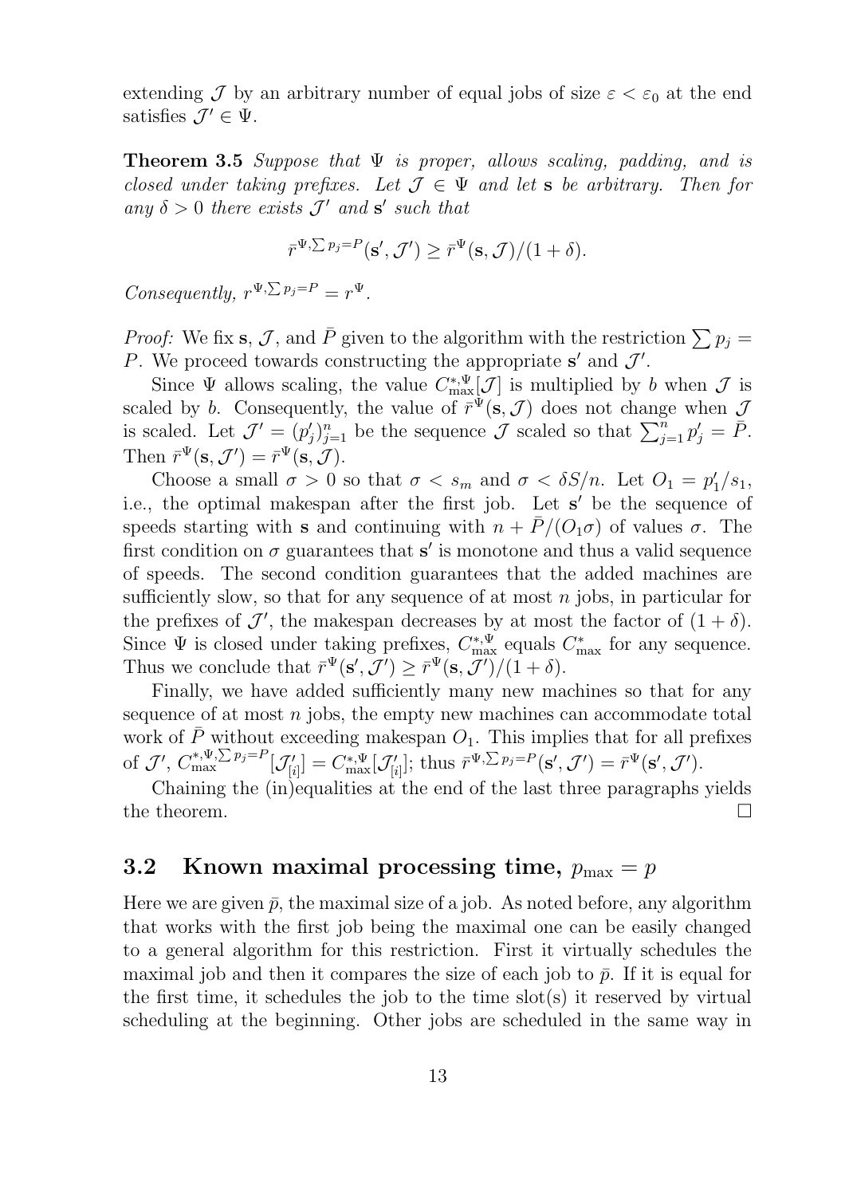extending $\mathcal{J}$ by an arbitrary number of equal jobs of size $\varepsilon < \varepsilon_0$ at the end satisfies $\mathcal{J}' \in \Psi$.

**Theorem 3.5** *Suppose that $\Psi$ is proper, allows scaling, padding, and is closed under taking prefixes. Let $\mathcal{J} \in \Psi$ and let $\mathbf{s}$ be arbitrary. Then for any $\delta > 0$ there exists $\mathcal{J}'$ and $\mathbf{s}'$ such that*

$$\bar{r}^{\Psi, \sum p_j = P}(\mathbf{s}', \mathcal{J}') \geq \bar{r}^{\Psi}(\mathbf{s}, \mathcal{J})/(1+\delta).$$

*Consequently, $r^{\Psi, \sum p_j = P} = r^{\Psi}$.*

*Proof:* We fix $\mathbf{s}$, $\mathcal{J}$, and $\bar{P}$ given to the algorithm with the restriction $\sum p_j = P$. We proceed towards constructing the appropriate $\mathbf{s}'$ and $\mathcal{J}'$.

Since $\Psi$ allows scaling, the value $C^{*,\Psi}_{\max}[\mathcal{J}]$ is multiplied by $b$ when $\mathcal{J}$ is scaled by $b$. Consequently, the value of $\bar{r}^{\Psi}(\mathbf{s}, \mathcal{J})$ does not change when $\mathcal{J}$ is scaled. Let $\mathcal{J}' = (p'_j)_{j=1}^n$ be the sequence $\mathcal{J}$ scaled so that $\sum_{j=1}^n p'_j = \bar{P}$. Then $\bar{r}^{\Psi}(\mathbf{s}, \mathcal{J}') = \bar{r}^{\Psi}(\mathbf{s}, \mathcal{J})$.

Choose a small $\sigma > 0$ so that $\sigma < s_m$ and $\sigma < \delta S/n$. Let $O_1 = p'_1/s_1$, i.e., the optimal makespan after the first job. Let $\mathbf{s}'$ be the sequence of speeds starting with $\mathbf{s}$ and continuing with $n + \bar{P}/(O_1\sigma)$ of values $\sigma$. The first condition on $\sigma$ guarantees that $\mathbf{s}'$ is monotone and thus a valid sequence of speeds. The second condition guarantees that the added machines are sufficiently slow, so that for any sequence of at most $n$ jobs, in particular for the prefixes of $\mathcal{J}'$, the makespan decreases by at most the factor of $(1+\delta)$. Since $\Psi$ is closed under taking prefixes, $C^{*,\Psi}_{\max}$ equals $C^*_{\max}$ for any sequence. Thus we conclude that $\bar{r}^{\Psi}(\mathbf{s}', \mathcal{J}') \geq \bar{r}^{\Psi}(\mathbf{s}, \mathcal{J}')/(1+\delta)$.

Finally, we have added sufficiently many new machines so that for any sequence of at most $n$ jobs, the empty new machines can accommodate total work of $\bar{P}$ without exceeding makespan $O_1$. This implies that for all prefixes of $\mathcal{J}'$, $C^{*,\Psi,\sum p_j = P}_{\max}[\mathcal{J}'_{[i]}] = C^{*,\Psi}_{\max}[\mathcal{J}'_{[i]}]$; thus $\bar{r}^{\Psi, \sum p_j = P}(\mathbf{s}', \mathcal{J}') = \bar{r}^{\Psi}(\mathbf{s}', \mathcal{J}')$.

Chaining the (in)equalities at the end of the last three paragraphs yields the theorem. $\square$

## 3.2 Known maximal processing time, $p_{\max} = p$

Here we are given $\bar{p}$, the maximal size of a job. As noted before, any algorithm that works with the first job being the maximal one can be easily changed to a general algorithm for this restriction. First it virtually schedules the maximal job and then it compares the size of each job to $\bar{p}$. If it is equal for the first time, it schedules the job to the time slot(s) it reserved by virtual scheduling at the beginning. Other jobs are scheduled in the same way in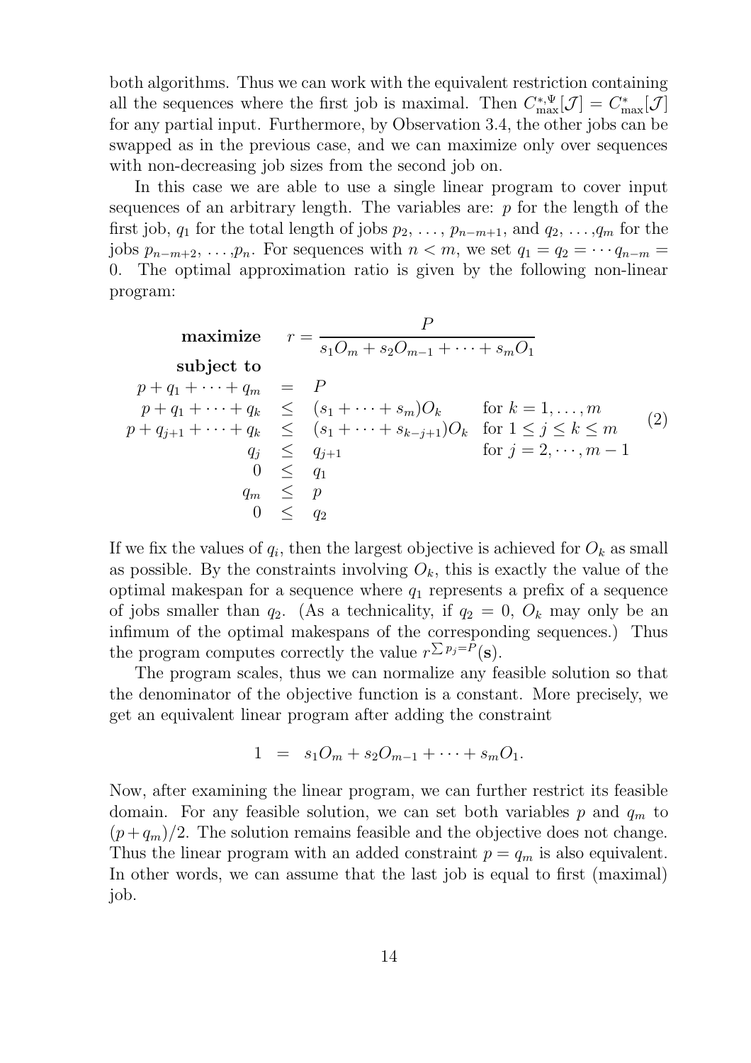both algorithms. Thus we can work with the equivalent restriction containing all the sequences where the first job is maximal. Then $C^{*,\Psi}_{\max}[\mathcal{J}] = C^{*}_{\max}[\mathcal{J}]$ for any partial input. Furthermore, by Observation 3.4, the other jobs can be swapped as in the previous case, and we can maximize only over sequences with non-decreasing job sizes from the second job on.

In this case we are able to use a single linear program to cover input sequences of an arbitrary length. The variables are: $p$ for the length of the first job, $q_1$ for the total length of jobs $p_2, \ldots, p_{n-m+1}$, and $q_2, \ldots, q_m$ for the jobs $p_{n-m+2}, \ldots, p_n$. For sequences with $n < m$, we set $q_1 = q_2 = \cdots q_{n-m} = 0$. The optimal approximation ratio is given by the following non-linear program:

$$
\begin{array}{rcll}
\textbf{maximize} & & r = \dfrac{P}{s_1 O_m + s_2 O_{m-1} + \cdots + s_m O_1} & \\
\textbf{subject to} & & & \\
p + q_1 + \cdots + q_m & = & P & \\
p + q_1 + \cdots + q_k & \leq & (s_1 + \cdots + s_m) O_k & \text{for } k = 1, \ldots, m \\
p + q_{j+1} + \cdots + q_k & \leq & (s_1 + \cdots + s_{k-j+1}) O_k & \text{for } 1 \leq j \leq k \leq m \\
q_j & \leq & q_{j+1} & \text{for } j = 2, \cdots, m-1 \\
0 & \leq & q_1 & \\
q_m & \leq & p & \\
0 & \leq & q_2 &
\end{array} \quad (2)
$$

If we fix the values of $q_i$, then the largest objective is achieved for $O_k$ as small as possible. By the constraints involving $O_k$, this is exactly the value of the optimal makespan for a sequence where $q_1$ represents a prefix of a sequence of jobs smaller than $q_2$. (As a technicality, if $q_2 = 0$, $O_k$ may only be an infimum of the optimal makespans of the corresponding sequences.) Thus the program computes correctly the value $r^{\sum p_j = P}(\mathbf{s})$.

The program scales, thus we can normalize any feasible solution so that the denominator of the objective function is a constant. More precisely, we get an equivalent linear program after adding the constraint

$$1 \;=\; s_1 O_m + s_2 O_{m-1} + \cdots + s_m O_1.$$

Now, after examining the linear program, we can further restrict its feasible domain. For any feasible solution, we can set both variables $p$ and $q_m$ to $(p + q_m)/2$. The solution remains feasible and the objective does not change. Thus the linear program with an added constraint $p = q_m$ is also equivalent. In other words, we can assume that the last job is equal to first (maximal) job.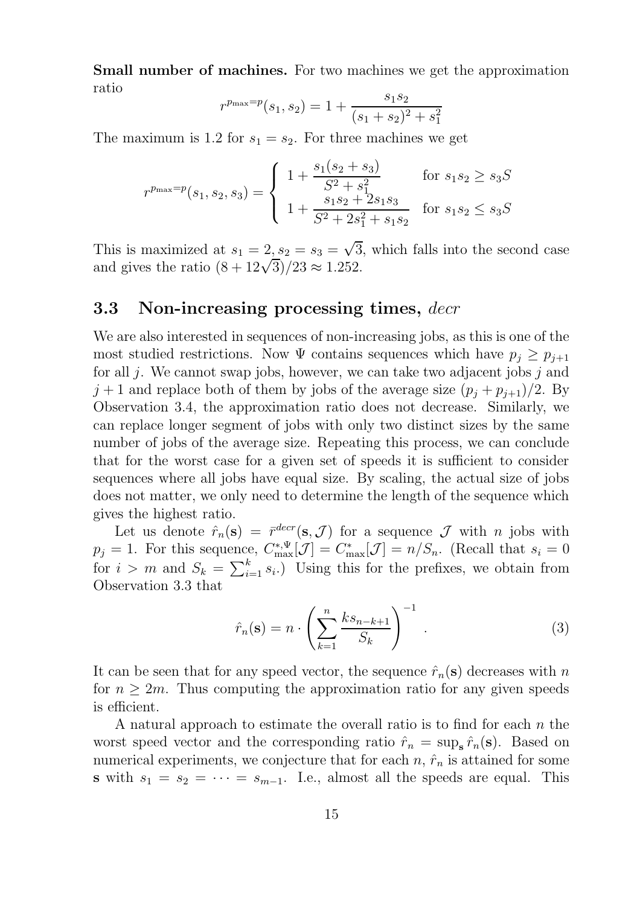**Small number of machines.** For two machines we get the approximation ratio

$$r^{p_{\max}=p}(s_1, s_2) = 1 + \frac{s_1 s_2}{(s_1+s_2)^2 + s_1^2}$$

The maximum is 1.2 for $s_1 = s_2$. For three machines we get

$$r^{p_{\max}=p}(s_1, s_2, s_3) = \begin{cases} 1 + \dfrac{s_1(s_2+s_3)}{S^2 + s_1^2} & \text{for } s_1 s_2 \geq s_3 S \\ 1 + \dfrac{s_1 s_2 + 2 s_1 s_3}{S^2 + 2s_1^2 + s_1 s_2} & \text{for } s_1 s_2 \leq s_3 S \end{cases}$$

This is maximized at $s_1 = 2, s_2 = s_3 = \sqrt{3}$, which falls into the second case and gives the ratio $(8 + 12\sqrt{3})/23 \approx 1.252$.

### 3.3 Non-increasing processing times, *decr*

We are also interested in sequences of non-increasing jobs, as this is one of the most studied restrictions. Now $\Psi$ contains sequences which have $p_j \geq p_{j+1}$ for all $j$. We cannot swap jobs, however, we can take two adjacent jobs $j$ and $j+1$ and replace both of them by jobs of the average size $(p_j + p_{j+1})/2$. By Observation 3.4, the approximation ratio does not decrease. Similarly, we can replace longer segment of jobs with only two distinct sizes by the same number of jobs of the average size. Repeating this process, we can conclude that for the worst case for a given set of speeds it is sufficient to consider sequences where all jobs have equal size. By scaling, the actual size of jobs does not matter, we only need to determine the length of the sequence which gives the highest ratio.

Let us denote $\hat{r}_n(\mathbf{s}) = \bar{r}^{decr}(\mathbf{s}, \mathcal{J})$ for a sequence $\mathcal{J}$ with $n$ jobs with $p_j = 1$. For this sequence, $C^{*,\Psi}_{\max}[\mathcal{J}] = C^*_{\max}[\mathcal{J}] = n/S_n$. (Recall that $s_i = 0$ for $i > m$ and $S_k = \sum_{i=1}^{k} s_i$.) Using this for the prefixes, we obtain from Observation 3.3 that

$$\hat{r}_n(\mathbf{s}) = n \cdot \left( \sum_{k=1}^{n} \frac{k s_{n-k+1}}{S_k} \right)^{-1} . \tag{3}$$

It can be seen that for any speed vector, the sequence $\hat{r}_n(\mathbf{s})$ decreases with $n$ for $n \geq 2m$. Thus computing the approximation ratio for any given speeds is efficient.

A natural approach to estimate the overall ratio is to find for each $n$ the worst speed vector and the corresponding ratio $\hat{r}_n = \sup_{\mathbf{s}} \hat{r}_n(\mathbf{s})$. Based on numerical experiments, we conjecture that for each $n$, $\hat{r}_n$ is attained for some $\mathbf{s}$ with $s_1 = s_2 = \cdots = s_{m-1}$. I.e., almost all the speeds are equal. This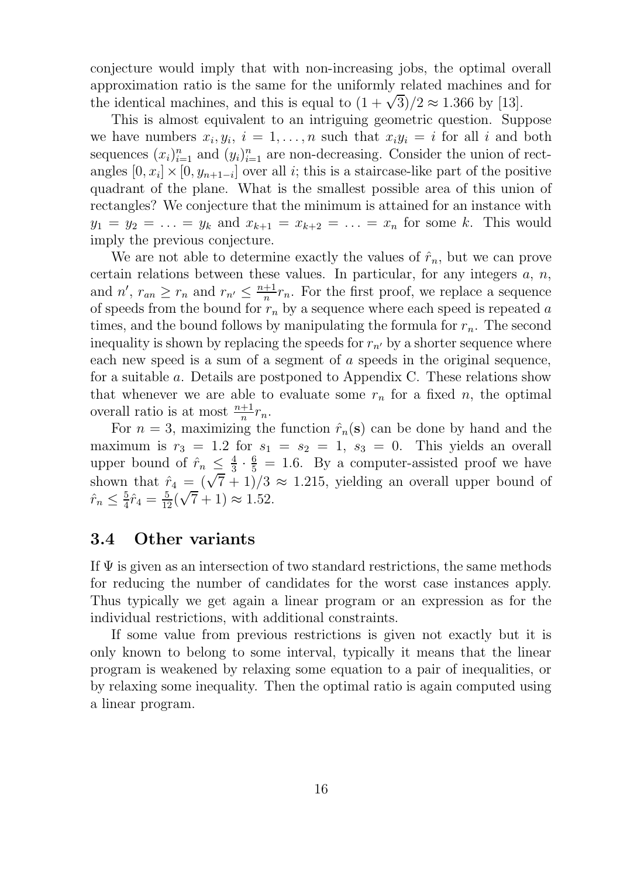conjecture would imply that with non-increasing jobs, the optimal overall approximation ratio is the same for the uniformly related machines and for the identical machines, and this is equal to $(1 + \sqrt{3})/2 \approx 1.366$ by [13].

This is almost equivalent to an intriguing geometric question. Suppose we have numbers $x_i, y_i$, $i = 1, \ldots, n$ such that $x_i y_i = i$ for all $i$ and both sequences $(x_i)_{i=1}^n$ and $(y_i)_{i=1}^n$ are non-decreasing. Consider the union of rectangles $[0, x_i] \times [0, y_{n+1-i}]$ over all $i$; this is a staircase-like part of the positive quadrant of the plane. What is the smallest possible area of this union of rectangles? We conjecture that the minimum is attained for an instance with $y_1 = y_2 = \ldots = y_k$ and $x_{k+1} = x_{k+2} = \ldots = x_n$ for some $k$. This would imply the previous conjecture.

We are not able to determine exactly the values of $\hat{r}_n$, but we can prove certain relations between these values. In particular, for any integers $a$, $n$, and $n'$, $r_{an} \geq r_n$ and $r_{n'} \leq \frac{n+1}{n} r_n$. For the first proof, we replace a sequence of speeds from the bound for $r_n$ by a sequence where each speed is repeated $a$ times, and the bound follows by manipulating the formula for $r_n$. The second inequality is shown by replacing the speeds for $r_{n'}$ by a shorter sequence where each new speed is a sum of a segment of $a$ speeds in the original sequence, for a suitable $a$. Details are postponed to Appendix C. These relations show that whenever we are able to evaluate some $r_n$ for a fixed $n$, the optimal overall ratio is at most $\frac{n+1}{n} r_n$.

For $n = 3$, maximizing the function $\hat{r}_n(\mathbf{s})$ can be done by hand and the maximum is $r_3 = 1.2$ for $s_1 = s_2 = 1$, $s_3 = 0$. This yields an overall upper bound of $\hat{r}_n \leq \frac{4}{3} \cdot \frac{6}{5} = 1.6$. By a computer-assisted proof we have shown that $\hat{r}_4 = (\sqrt{7} + 1)/3 \approx 1.215$, yielding an overall upper bound of $\hat{r}_n \leq \frac{5}{4} \hat{r}_4 = \frac{5}{12}(\sqrt{7} + 1) \approx 1.52$.

### 3.4 Other variants

If $\Psi$ is given as an intersection of two standard restrictions, the same methods for reducing the number of candidates for the worst case instances apply. Thus typically we get again a linear program or an expression as for the individual restrictions, with additional constraints.

If some value from previous restrictions is given not exactly but it is only known to belong to some interval, typically it means that the linear program is weakened by relaxing some equation to a pair of inequalities, or by relaxing some inequality. Then the optimal ratio is again computed using a linear program.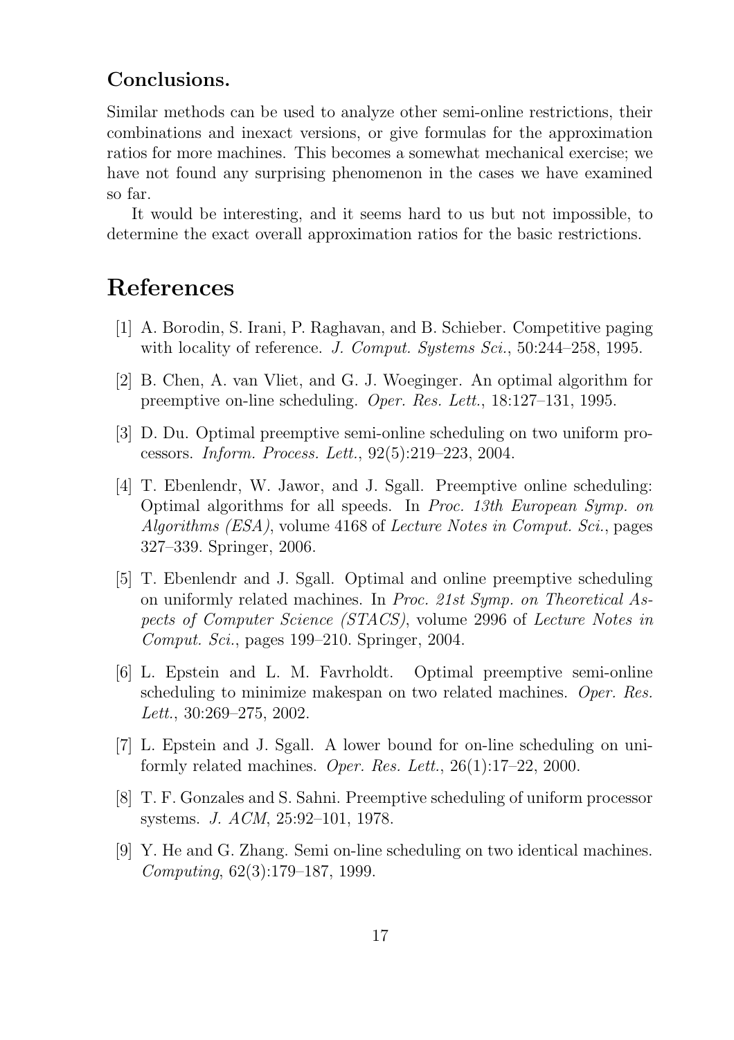### Conclusions.

Similar methods can be used to analyze other semi-online restrictions, their combinations and inexact versions, or give formulas for the approximation ratios for more machines. This becomes a somewhat mechanical exercise; we have not found any surprising phenomenon in the cases we have examined so far.

It would be interesting, and it seems hard to us but not impossible, to determine the exact overall approximation ratios for the basic restrictions.

# References

[1] A. Borodin, S. Irani, P. Raghavan, and B. Schieber. Competitive paging with locality of reference. *J. Comput. Systems Sci.*, 50:244–258, 1995.

[2] B. Chen, A. van Vliet, and G. J. Woeginger. An optimal algorithm for preemptive on-line scheduling. *Oper. Res. Lett.*, 18:127–131, 1995.

[3] D. Du. Optimal preemptive semi-online scheduling on two uniform processors. *Inform. Process. Lett.*, 92(5):219–223, 2004.

[4] T. Ebenlendr, W. Jawor, and J. Sgall. Preemptive online scheduling: Optimal algorithms for all speeds. In *Proc. 13th European Symp. on Algorithms (ESA)*, volume 4168 of *Lecture Notes in Comput. Sci.*, pages 327–339. Springer, 2006.

[5] T. Ebenlendr and J. Sgall. Optimal and online preemptive scheduling on uniformly related machines. In *Proc. 21st Symp. on Theoretical Aspects of Computer Science (STACS)*, volume 2996 of *Lecture Notes in Comput. Sci.*, pages 199–210. Springer, 2004.

[6] L. Epstein and L. M. Favrholdt. Optimal preemptive semi-online scheduling to minimize makespan on two related machines. *Oper. Res. Lett.*, 30:269–275, 2002.

[7] L. Epstein and J. Sgall. A lower bound for on-line scheduling on uniformly related machines. *Oper. Res. Lett.*, 26(1):17–22, 2000.

[8] T. F. Gonzales and S. Sahni. Preemptive scheduling of uniform processor systems. *J. ACM*, 25:92–101, 1978.

[9] Y. He and G. Zhang. Semi on-line scheduling on two identical machines. *Computing*, 62(3):179–187, 1999.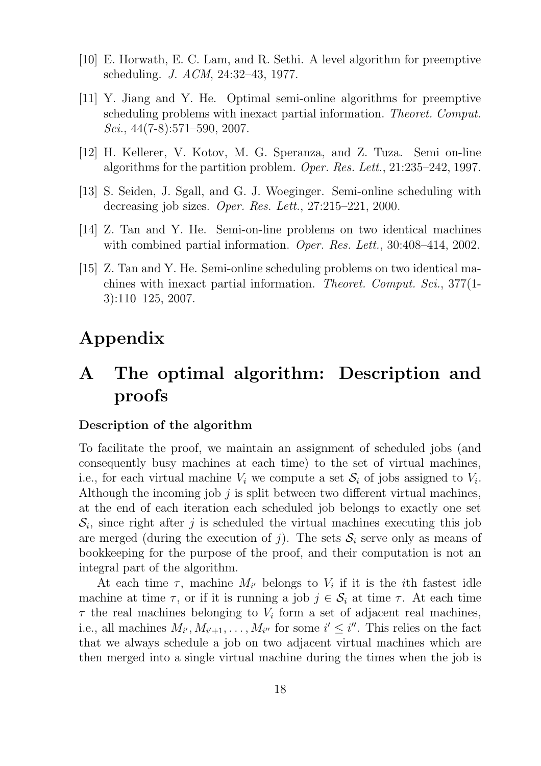[10] E. Horwath, E. C. Lam, and R. Sethi. A level algorithm for preemptive scheduling. *J. ACM*, 24:32–43, 1977.

[11] Y. Jiang and Y. He. Optimal semi-online algorithms for preemptive scheduling problems with inexact partial information. *Theoret. Comput. Sci.*, 44(7-8):571–590, 2007.

[12] H. Kellerer, V. Kotov, M. G. Speranza, and Z. Tuza. Semi on-line algorithms for the partition problem. *Oper. Res. Lett.*, 21:235–242, 1997.

[13] S. Seiden, J. Sgall, and G. J. Woeginger. Semi-online scheduling with decreasing job sizes. *Oper. Res. Lett.*, 27:215–221, 2000.

[14] Z. Tan and Y. He. Semi-on-line problems on two identical machines with combined partial information. *Oper. Res. Lett.*, 30:408–414, 2002.

[15] Z. Tan and Y. He. Semi-online scheduling problems on two identical machines with inexact partial information. *Theoret. Comput. Sci.*, 377(1-3):110–125, 2007.

# Appendix

# A The optimal algorithm: Description and proofs

### Description of the algorithm

To facilitate the proof, we maintain an assignment of scheduled jobs (and consequently busy machines at each time) to the set of virtual machines, i.e., for each virtual machine $V_i$ we compute a set $\mathcal{S}_i$ of jobs assigned to $V_i$. Although the incoming job $j$ is split between two different virtual machines, at the end of each iteration each scheduled job belongs to exactly one set $\mathcal{S}_i$, since right after $j$ is scheduled the virtual machines executing this job are merged (during the execution of $j$). The sets $\mathcal{S}_i$ serve only as means of bookkeeping for the purpose of the proof, and their computation is not an integral part of the algorithm.

At each time $\tau$, machine $M_{i'}$ belongs to $V_i$ if it is the $i$th fastest idle machine at time $\tau$, or if it is running a job $j \in \mathcal{S}_i$ at time $\tau$. At each time $\tau$ the real machines belonging to $V_i$ form a set of adjacent real machines, i.e., all machines $M_{i'}, M_{i'+1}, \ldots, M_{i''}$ for some $i' \leq i''$. This relies on the fact that we always schedule a job on two adjacent virtual machines which are then merged into a single virtual machine during the times when the job is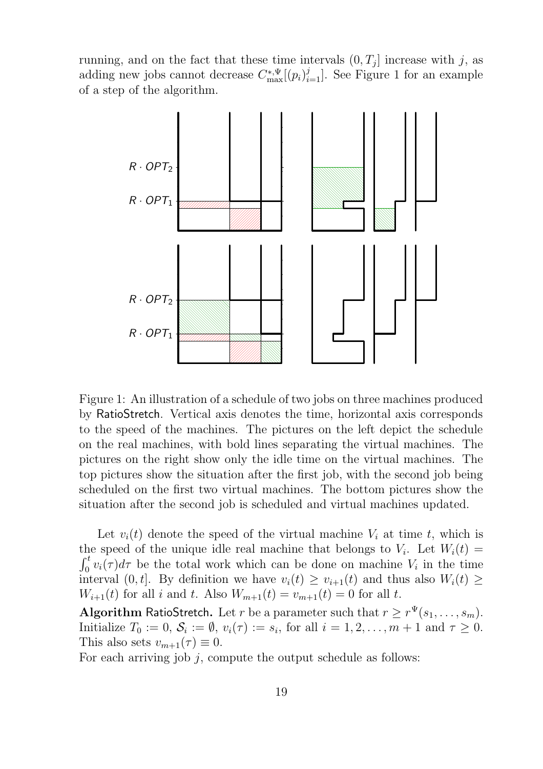running, and on the fact that these time intervals $(0, T_j]$ increase with $j$, as adding new jobs cannot decrease $C_{\max}^{*,\Psi}[(p_i)_{i=1}^j]$. See Figure 1 for an example of a step of the algorithm.

Figure 1: An illustration of a schedule of two jobs on three machines produced by RatioStretch. Vertical axis denotes the time, horizontal axis corresponds to the speed of the machines. The pictures on the left depict the schedule on the real machines, with bold lines separating the virtual machines. The pictures on the right show only the idle time on the virtual machines. The top pictures show the situation after the first job, with the second job being scheduled on the first two virtual machines. The bottom pictures show the situation after the second job is scheduled and virtual machines updated.

Let $v_i(t)$ denote the speed of the virtual machine $V_i$ at time $t$, which is the speed of the unique idle real machine that belongs to $V_i$. Let $W_i(t) = \int_0^t v_i(\tau)d\tau$ be the total work which can be done on machine $V_i$ in the time interval $(0, t]$. By definition we have $v_i(t) \geq v_{i+1}(t)$ and thus also $W_i(t) \geq W_{i+1}(t)$ for all $i$ and $t$. Also $W_{m+1}(t) = v_{m+1}(t) = 0$ for all $t$.

**Algorithm** RatioStretch**.** Let $r$ be a parameter such that $r \geq r^{\Psi}(s_1, \ldots, s_m)$. Initialize $T_0 := 0$, $\mathcal{S}_i := \emptyset$, $v_i(\tau) := s_i$, for all $i = 1, 2, \ldots, m + 1$ and $\tau \geq 0$. This also sets $v_{m+1}(\tau) \equiv 0$.
For each arriving job $j$, compute the output schedule as follows: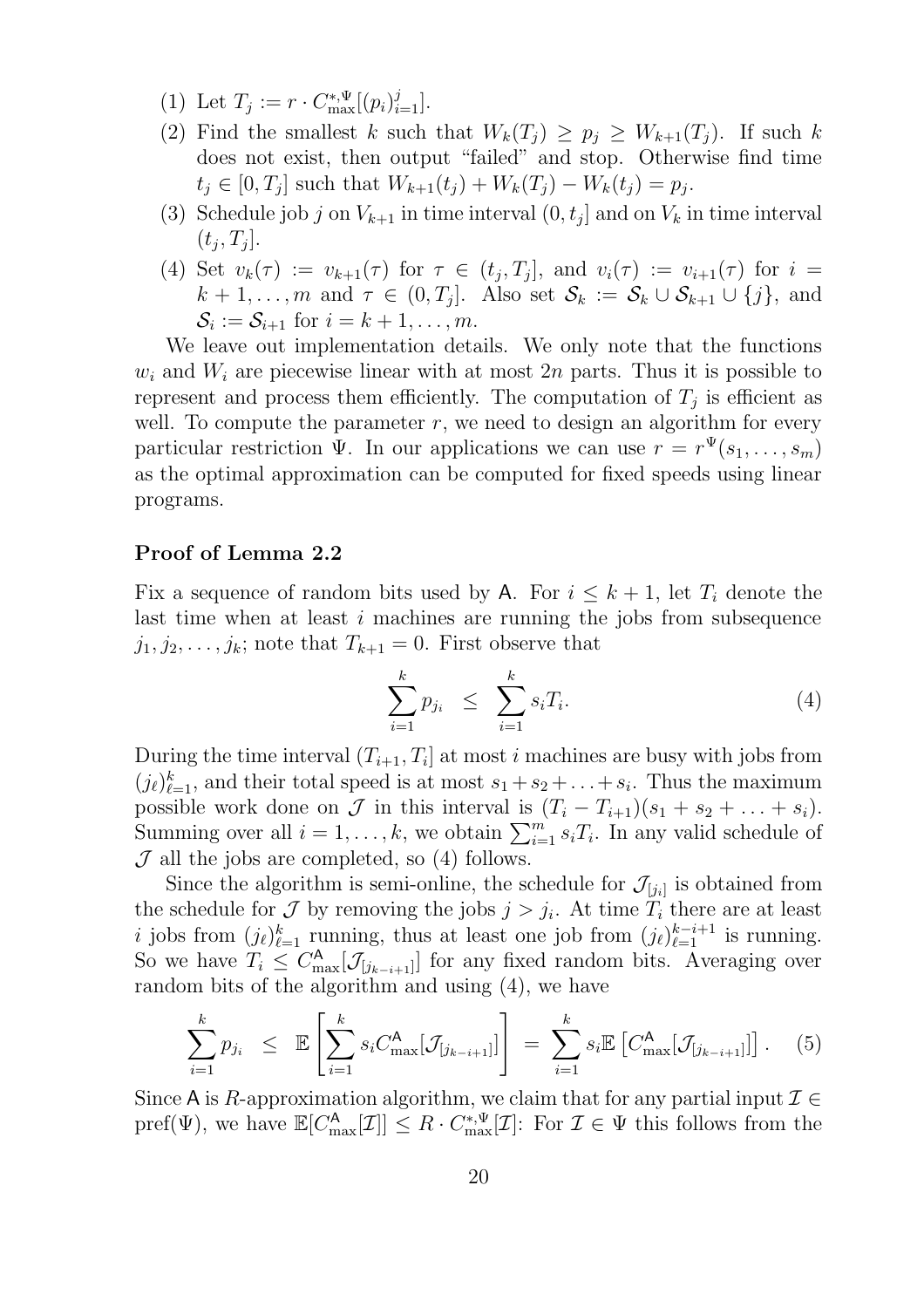(1) Let $T_j := r \cdot C^{*,\Psi}_{\max}[(p_i)_{i=1}^j]$.

(2) Find the smallest $k$ such that $W_k(T_j) \geq p_j \geq W_{k+1}(T_j)$. If such $k$ does not exist, then output "failed" and stop. Otherwise find time $t_j \in [0, T_j]$ such that $W_{k+1}(t_j) + W_k(T_j) - W_k(t_j) = p_j$.

(3) Schedule job $j$ on $V_{k+1}$ in time interval $(0, t_j]$ and on $V_k$ in time interval $(t_j, T_j]$.

(4) Set $v_k(\tau) := v_{k+1}(\tau)$ for $\tau \in (t_j, T_j]$, and $v_i(\tau) := v_{i+1}(\tau)$ for $i = k+1, \ldots, m$ and $\tau \in (0, T_j]$. Also set $\mathcal{S}_k := \mathcal{S}_k \cup \mathcal{S}_{k+1} \cup \{j\}$, and $\mathcal{S}_i := \mathcal{S}_{i+1}$ for $i = k+1, \ldots, m$.

We leave out implementation details. We only note that the functions $w_i$ and $W_i$ are piecewise linear with at most $2n$ parts. Thus it is possible to represent and process them efficiently. The computation of $T_j$ is efficient as well. To compute the parameter $r$, we need to design an algorithm for every particular restriction $\Psi$. In our applications we can use $r = r^\Psi(s_1, \ldots, s_m)$ as the optimal approximation can be computed for fixed speeds using linear programs.

### Proof of Lemma 2.2

Fix a sequence of random bits used by $\mathsf{A}$. For $i \leq k+1$, let $T_i$ denote the last time when at least $i$ machines are running the jobs from subsequence $j_1, j_2, \ldots, j_k$; note that $T_{k+1} = 0$. First observe that

$$\sum_{i=1}^{k} p_{j_i} \;\leq\; \sum_{i=1}^{k} s_i T_i. \tag{4}$$

During the time interval $(T_{i+1}, T_i]$ at most $i$ machines are busy with jobs from $(j_\ell)_{\ell=1}^k$, and their total speed is at most $s_1 + s_2 + \ldots + s_i$. Thus the maximum possible work done on $\mathcal{J}$ in this interval is $(T_i - T_{i+1})(s_1 + s_2 + \ldots + s_i)$. Summing over all $i = 1, \ldots, k$, we obtain $\sum_{i=1}^m s_i T_i$. In any valid schedule of $\mathcal{J}$ all the jobs are completed, so (4) follows.

Since the algorithm is semi-online, the schedule for $\mathcal{J}_{[j_i]}$ is obtained from the schedule for $\mathcal{J}$ by removing the jobs $j > j_i$. At time $T_i$ there are at least $i$ jobs from $(j_\ell)_{\ell=1}^k$ running, thus at least one job from $(j_\ell)_{\ell=1}^{k-i+1}$ is running. So we have $T_i \leq C^{\mathsf{A}}_{\max}[\mathcal{J}_{[j_{k-i+1}]}]$ for any fixed random bits. Averaging over random bits of the algorithm and using (4), we have

$$\sum_{i=1}^{k} p_{j_i} \;\leq\; \mathbb{E}\left[\sum_{i=1}^{k} s_i C^{\mathsf{A}}_{\max}[\mathcal{J}_{[j_{k-i+1}]}]\right] \;=\; \sum_{i=1}^{k} s_i \mathbb{E}\left[C^{\mathsf{A}}_{\max}[\mathcal{J}_{[j_{k-i+1}]}]\right]. \tag{5}$$

Since $\mathsf{A}$ is $R$-approximation algorithm, we claim that for any partial input $\mathcal{I} \in \mathrm{pref}(\Psi)$, we have $\mathbb{E}[C^{\mathsf{A}}_{\max}[\mathcal{I}]] \leq R \cdot C^{*,\Psi}_{\max}[\mathcal{I}]$: For $\mathcal{I} \in \Psi$ this follows from the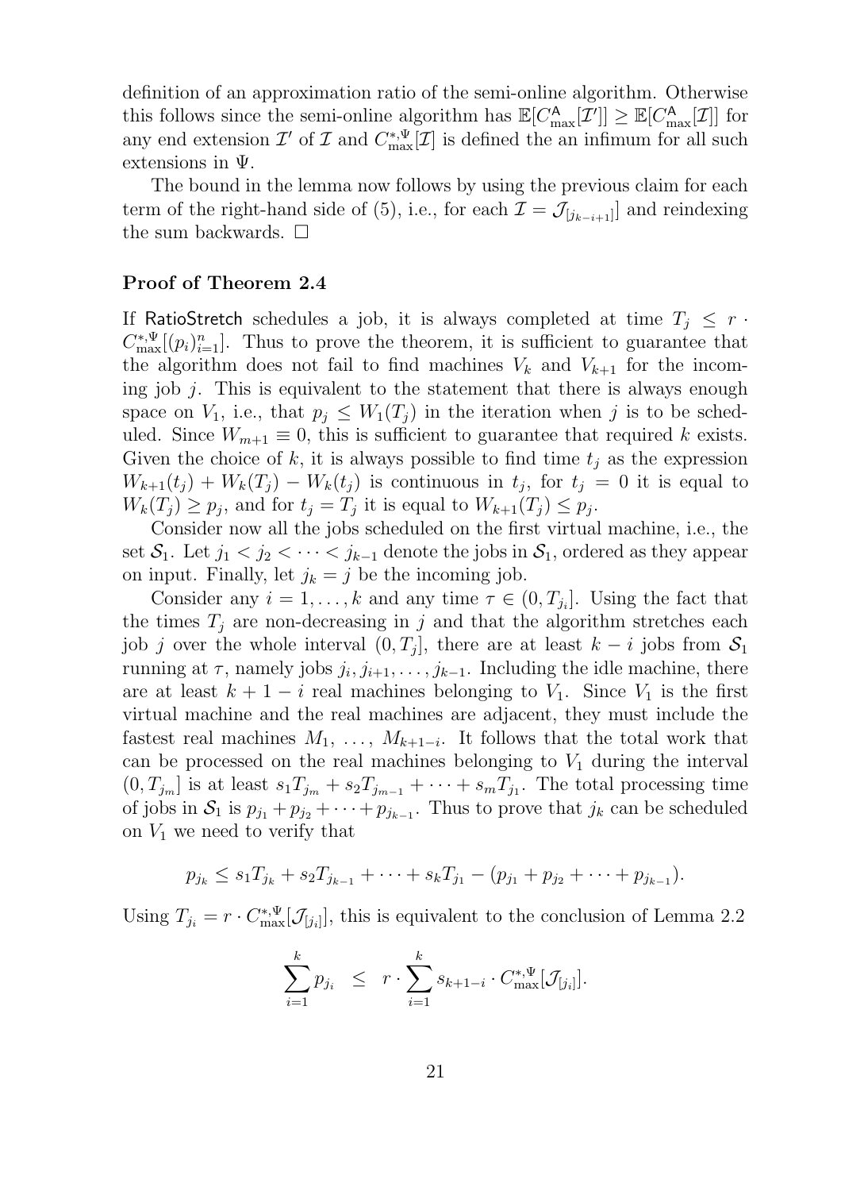definition of an approximation ratio of the semi-online algorithm. Otherwise this follows since the semi-online algorithm has $\mathbb{E}[C^{\mathsf{A}}_{\max}[\mathcal{I}']] \geq \mathbb{E}[C^{\mathsf{A}}_{\max}[\mathcal{I}]]$ for any end extension $\mathcal{I}'$ of $\mathcal{I}$ and $C^{*,\Psi}_{\max}[\mathcal{I}]$ is defined the an infimum for all such extensions in $\Psi$.

The bound in the lemma now follows by using the previous claim for each term of the right-hand side of (5), i.e., for each $\mathcal{I} = \mathcal{J}_{[j_{k-i+1}]}$ and reindexing the sum backwards. $\square$

**Proof of Theorem 2.4**

If RatioStretch schedules a job, it is always completed at time $T_j \leq r \cdot C^{*,\Psi}_{\max}[(p_i)_{i=1}^n]$. Thus to prove the theorem, it is sufficient to guarantee that the algorithm does not fail to find machines $V_k$ and $V_{k+1}$ for the incoming job $j$. This is equivalent to the statement that there is always enough space on $V_1$, i.e., that $p_j \leq W_1(T_j)$ in the iteration when $j$ is to be scheduled. Since $W_{m+1} \equiv 0$, this is sufficient to guarantee that required $k$ exists. Given the choice of $k$, it is always possible to find time $t_j$ as the expression $W_{k+1}(t_j) + W_k(T_j) - W_k(t_j)$ is continuous in $t_j$, for $t_j = 0$ it is equal to $W_k(T_j) \geq p_j$, and for $t_j = T_j$ it is equal to $W_{k+1}(T_j) \leq p_j$.

Consider now all the jobs scheduled on the first virtual machine, i.e., the set $\mathcal{S}_1$. Let $j_1 < j_2 < \cdots < j_{k-1}$ denote the jobs in $\mathcal{S}_1$, ordered as they appear on input. Finally, let $j_k = j$ be the incoming job.

Consider any $i = 1, \ldots, k$ and any time $\tau \in (0, T_{j_i}]$. Using the fact that the times $T_j$ are non-decreasing in $j$ and that the algorithm stretches each job $j$ over the whole interval $(0, T_j]$, there are at least $k - i$ jobs from $\mathcal{S}_1$ running at $\tau$, namely jobs $j_i, j_{i+1}, \ldots, j_{k-1}$. Including the idle machine, there are at least $k + 1 - i$ real machines belonging to $V_1$. Since $V_1$ is the first virtual machine and the real machines are adjacent, they must include the fastest real machines $M_1, \ldots, M_{k+1-i}$. It follows that the total work that can be processed on the real machines belonging to $V_1$ during the interval $(0, T_{j_m}]$ is at least $s_1 T_{j_m} + s_2 T_{j_{m-1}} + \cdots + s_m T_{j_1}$. The total processing time of jobs in $\mathcal{S}_1$ is $p_{j_1} + p_{j_2} + \cdots + p_{j_{k-1}}$. Thus to prove that $j_k$ can be scheduled on $V_1$ we need to verify that

$$p_{j_k} \leq s_1 T_{j_k} + s_2 T_{j_{k-1}} + \cdots + s_k T_{j_1} - (p_{j_1} + p_{j_2} + \cdots + p_{j_{k-1}}).$$

Using $T_{j_i} = r \cdot C^{*,\Psi}_{\max}[\mathcal{J}_{[j_i]}]$, this is equivalent to the conclusion of Lemma 2.2

$$\sum_{i=1}^{k} p_{j_i} \quad \leq \quad r \cdot \sum_{i=1}^{k} s_{k+1-i} \cdot C^{*,\Psi}_{\max}[\mathcal{J}_{[j_i]}].$$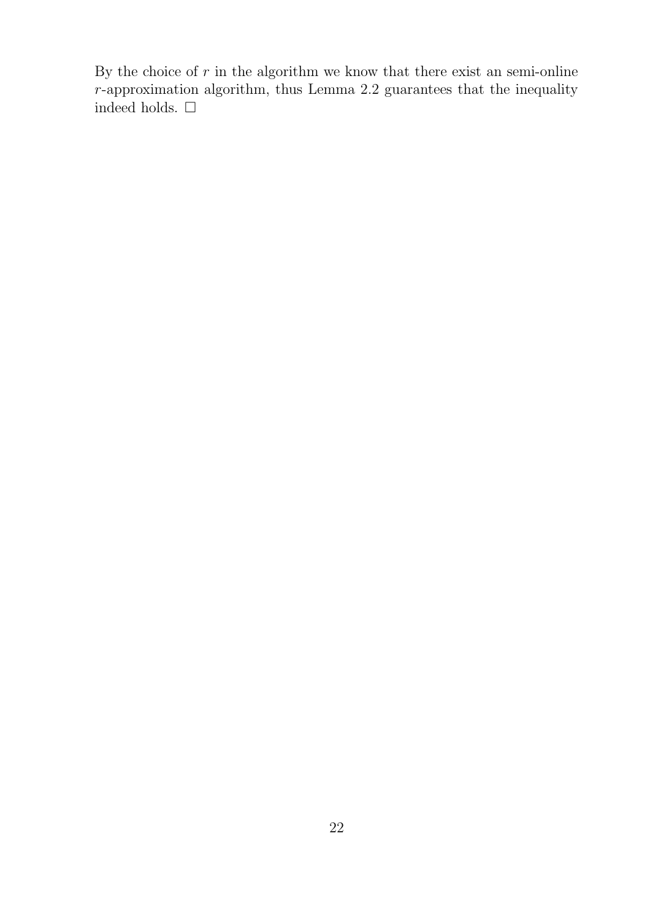By the choice of $r$ in the algorithm we know that there exist an semi-online $r$-approximation algorithm, thus Lemma 2.2 guarantees that the inequality indeed holds. □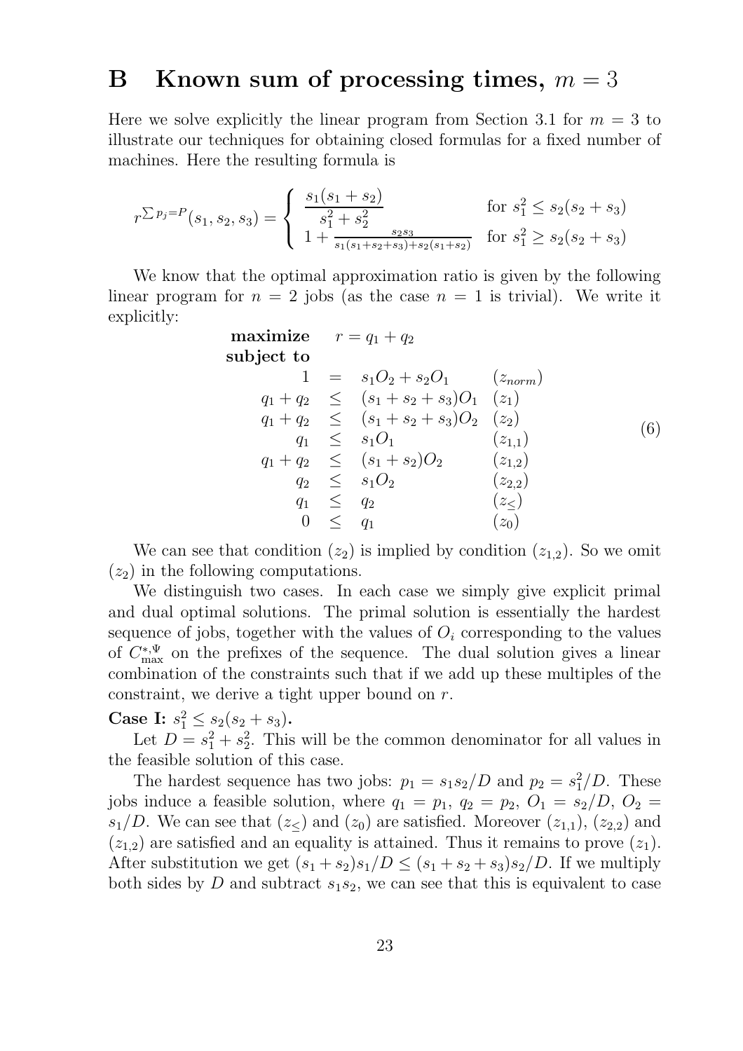# B Known sum of processing times, $m = 3$

Here we solve explicitly the linear program from Section 3.1 for $m = 3$ to illustrate our techniques for obtaining closed formulas for a fixed number of machines. Here the resulting formula is

$$r^{\sum p_j = P}(s_1, s_2, s_3) = \begin{cases} \dfrac{s_1(s_1+s_2)}{s_1^2+s_2^2} & \text{for } s_1^2 \leq s_2(s_2+s_3) \\ 1 + \frac{s_2 s_3}{s_1(s_1+s_2+s_3)+s_2(s_1+s_2)} & \text{for } s_1^2 \geq s_2(s_2+s_3) \end{cases}$$

We know that the optimal approximation ratio is given by the following linear program for $n = 2$ jobs (as the case $n = 1$ is trivial). We write it explicitly:

$$\begin{array}{rrcll}
\textbf{maximize} & r = q_1 + q_2 & & & \\
\textbf{subject to} & & & & \\
& 1 & = & s_1 O_2 + s_2 O_1 & (z_{norm}) \\
& q_1 + q_2 & \leq & (s_1+s_2+s_3)O_1 & (z_1) \\
& q_1 + q_2 & \leq & (s_1+s_2+s_3)O_2 & (z_2) \\
& q_1 & \leq & s_1 O_1 & (z_{1,1}) \\
& q_1 + q_2 & \leq & (s_1+s_2)O_2 & (z_{1,2}) \\
& q_2 & \leq & s_1 O_2 & (z_{2,2}) \\
& q_1 & \leq & q_2 & (z_{\leq}) \\
& 0 & \leq & q_1 & (z_0)
\end{array} \tag{6}$$

We can see that condition $(z_2)$ is implied by condition $(z_{1,2})$. So we omit $(z_2)$ in the following computations.

We distinguish two cases. In each case we simply give explicit primal and dual optimal solutions. The primal solution is essentially the hardest sequence of jobs, together with the values of $O_i$ corresponding to the values of $C_{\max}^{*,\Psi}$ on the prefixes of the sequence. The dual solution gives a linear combination of the constraints such that if we add up these multiples of the constraint, we derive a tight upper bound on $r$.

**Case I:** $s_1^2 \leq s_2(s_2+s_3)$**.**

Let $D = s_1^2 + s_2^2$. This will be the common denominator for all values in the feasible solution of this case.

The hardest sequence has two jobs: $p_1 = s_1 s_2/D$ and $p_2 = s_1^2/D$. These jobs induce a feasible solution, where $q_1 = p_1$, $q_2 = p_2$, $O_1 = s_2/D$, $O_2 = s_1/D$. We can see that $(z_{\leq})$ and $(z_0)$ are satisfied. Moreover $(z_{1,1})$, $(z_{2,2})$ and $(z_{1,2})$ are satisfied and an equality is attained. Thus it remains to prove $(z_1)$. After substitution we get $(s_1+s_2)s_1/D \leq (s_1+s_2+s_3)s_2/D$. If we multiply both sides by $D$ and subtract $s_1 s_2$, we can see that this is equivalent to case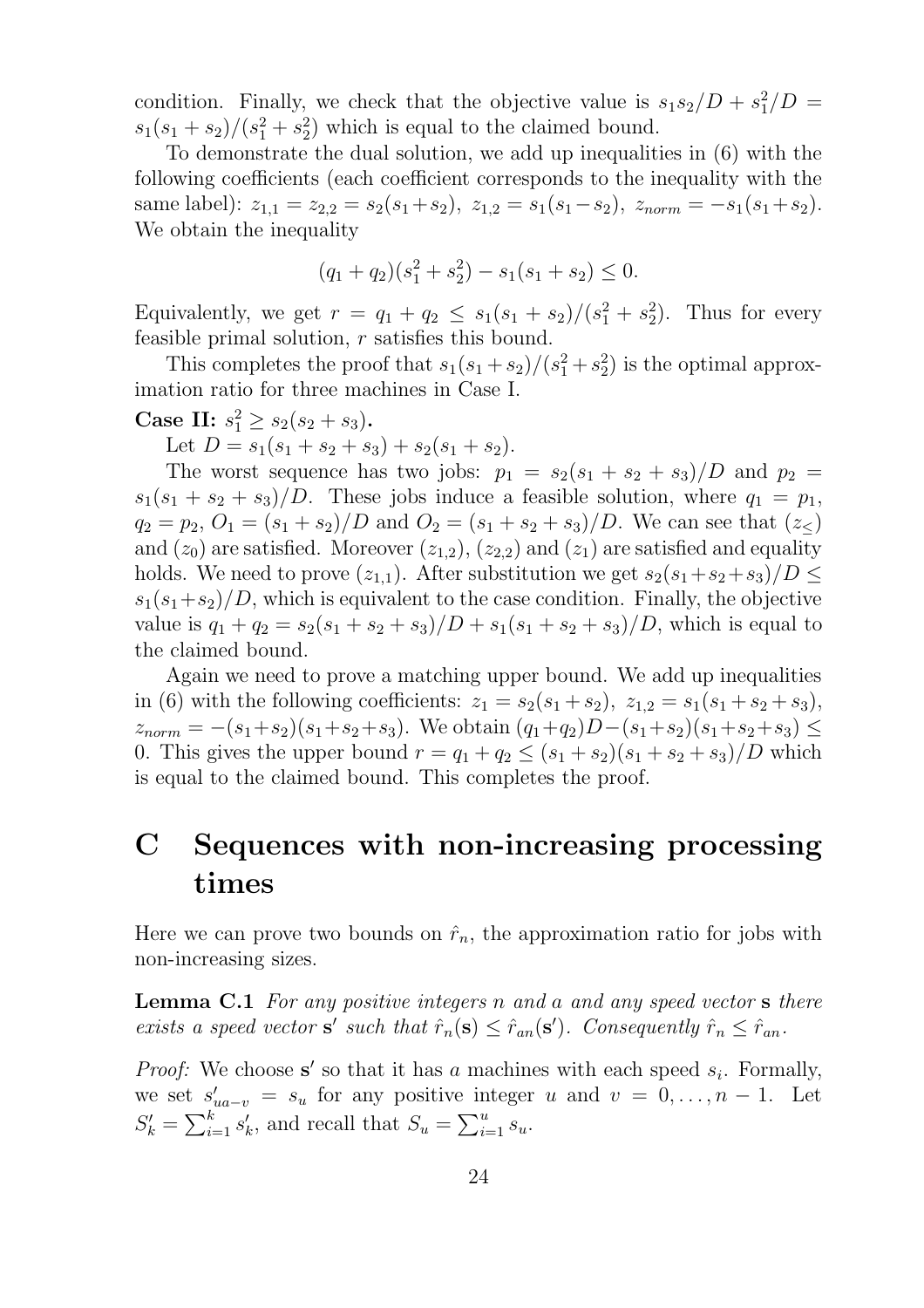condition. Finally, we check that the objective value is $s_1s_2/D + s_1^2/D = s_1(s_1+s_2)/(s_1^2+s_2^2)$ which is equal to the claimed bound.

To demonstrate the dual solution, we add up inequalities in (6) with the following coefficients (each coefficient corresponds to the inequality with the same label): $z_{1,1} = z_{2,2} = s_2(s_1+s_2)$, $z_{1,2} = s_1(s_1-s_2)$, $z_{norm} = -s_1(s_1+s_2)$. We obtain the inequality

$$(q_1+q_2)(s_1^2+s_2^2) - s_1(s_1+s_2) \leq 0.$$

Equivalently, we get $r = q_1 + q_2 \leq s_1(s_1+s_2)/(s_1^2+s_2^2)$. Thus for every feasible primal solution, $r$ satisfies this bound.

This completes the proof that $s_1(s_1+s_2)/(s_1^2+s_2^2)$ is the optimal approximation ratio for three machines in Case I.

**Case II: $s_1^2 \geq s_2(s_2+s_3)$.**

Let $D = s_1(s_1+s_2+s_3) + s_2(s_1+s_2)$.

The worst sequence has two jobs: $p_1 = s_2(s_1+s_2+s_3)/D$ and $p_2 = s_1(s_1+s_2+s_3)/D$. These jobs induce a feasible solution, where $q_1 = p_1$, $q_2 = p_2$, $O_1 = (s_1+s_2)/D$ and $O_2 = (s_1+s_2+s_3)/D$. We can see that $(z_{\leq})$ and $(z_0)$ are satisfied. Moreover $(z_{1,2})$, $(z_{2,2})$ and $(z_1)$ are satisfied and equality holds. We need to prove $(z_{1,1})$. After substitution we get $s_2(s_1+s_2+s_3)/D \leq s_1(s_1+s_2)/D$, which is equivalent to the case condition. Finally, the objective value is $q_1 + q_2 = s_2(s_1+s_2+s_3)/D + s_1(s_1+s_2+s_3)/D$, which is equal to the claimed bound.

Again we need to prove a matching upper bound. We add up inequalities in (6) with the following coefficients: $z_1 = s_2(s_1+s_2)$, $z_{1,2} = s_1(s_1+s_2+s_3)$, $z_{norm} = -(s_1+s_2)(s_1+s_2+s_3)$. We obtain $(q_1+q_2)D - (s_1+s_2)(s_1+s_2+s_3) \leq 0$. This gives the upper bound $r = q_1+q_2 \leq (s_1+s_2)(s_1+s_2+s_3)/D$ which is equal to the claimed bound. This completes the proof.

# C Sequences with non-increasing processing times

Here we can prove two bounds on $\hat{r}_n$, the approximation ratio for jobs with non-increasing sizes.

**Lemma C.1** *For any positive integers $n$ and $a$ and any speed vector $\mathbf{s}$ there exists a speed vector $\mathbf{s}'$ such that $\hat{r}_n(\mathbf{s}) \leq \hat{r}_{an}(\mathbf{s}')$. Consequently $\hat{r}_n \leq \hat{r}_{an}$.*

*Proof:* We choose $\mathbf{s}'$ so that it has $a$ machines with each speed $s_i$. Formally, we set $s'_{ua-v} = s_u$ for any positive integer $u$ and $v = 0, \ldots, n-1$. Let $S'_k = \sum_{i=1}^{k} s'_k$, and recall that $S_u = \sum_{i=1}^{u} s_u$.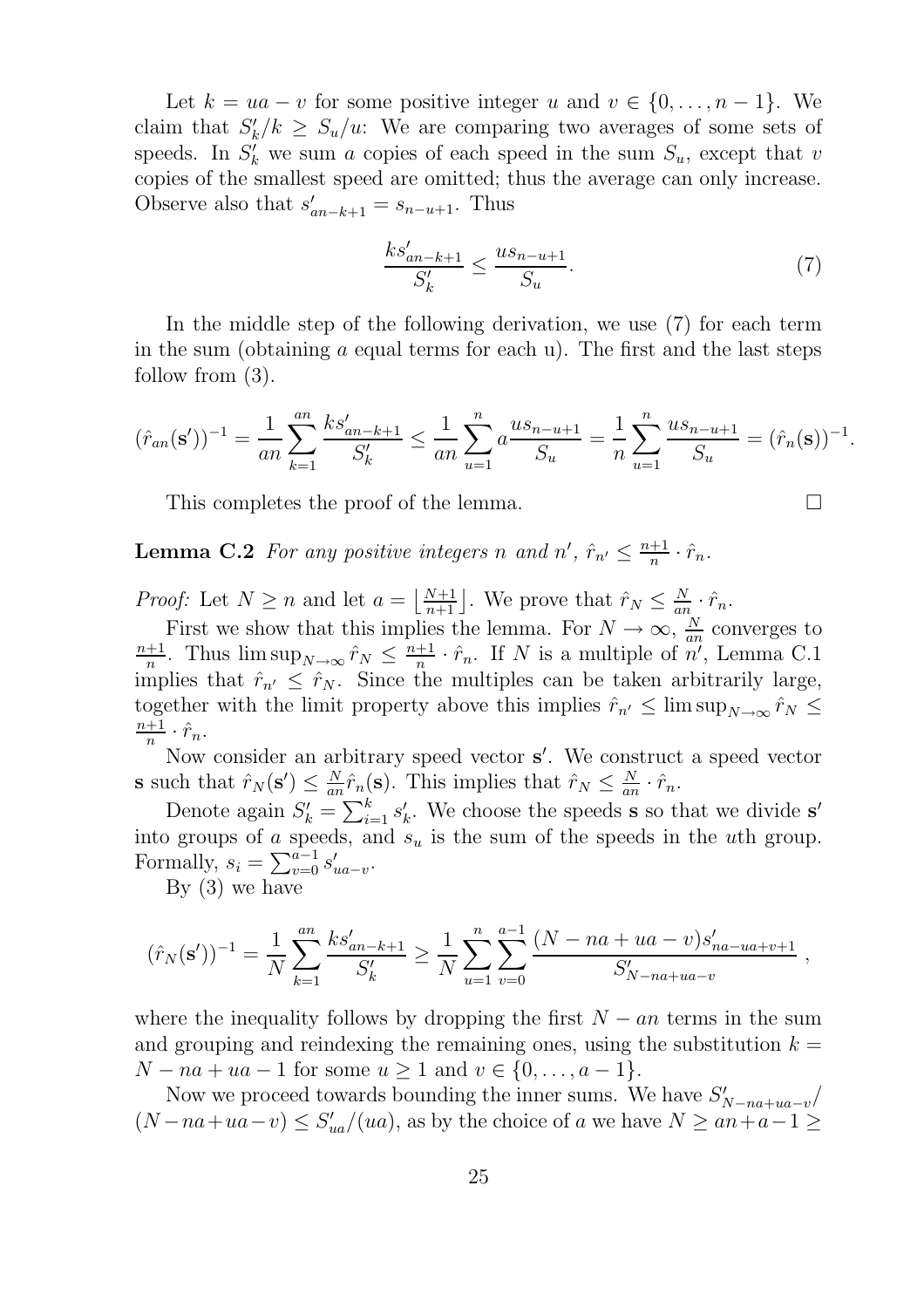Let $k = ua - v$ for some positive integer $u$ and $v \in \{0, \ldots, n-1\}$. We claim that $S'_k/k \geq S_u/u$: We are comparing two averages of some sets of speeds. In $S'_k$ we sum $a$ copies of each speed in the sum $S_u$, except that $v$ copies of the smallest speed are omitted; thus the average can only increase. Observe also that $s'_{an-k+1} = s_{n-u+1}$. Thus

$$\frac{ks'_{an-k+1}}{S'_k} \leq \frac{us_{n-u+1}}{S_u}. \tag{7}$$

In the middle step of the following derivation, we use (7) for each term in the sum (obtaining $a$ equal terms for each u). The first and the last steps follow from (3).

$$(\hat{r}_{an}(\mathbf{s}'))^{-1} = \frac{1}{an}\sum_{k=1}^{an}\frac{ks'_{an-k+1}}{S'_k} \leq \frac{1}{an}\sum_{u=1}^{n} a\frac{us_{n-u+1}}{S_u} = \frac{1}{n}\sum_{u=1}^{n}\frac{us_{n-u+1}}{S_u} = (\hat{r}_n(\mathbf{s}))^{-1}.$$

This completes the proof of the lemma. $\square$

**Lemma C.2** *For any positive integers $n$ and $n'$, $\hat{r}_{n'} \leq \frac{n+1}{n} \cdot \hat{r}_n$.*

*Proof:* Let $N \geq n$ and let $a = \left\lfloor \frac{N+1}{n+1} \right\rfloor$. We prove that $\hat{r}_N \leq \frac{N}{an} \cdot \hat{r}_n$.

First we show that this implies the lemma. For $N \to \infty$, $\frac{N}{an}$ converges to $\frac{n+1}{n}$. Thus $\limsup_{N\to\infty} \hat{r}_N \leq \frac{n+1}{n} \cdot \hat{r}_n$. If $N$ is a multiple of $n'$, Lemma C.1 implies that $\hat{r}_{n'} \leq \hat{r}_N$. Since the multiples can be taken arbitrarily large, together with the limit property above this implies $\hat{r}_{n'} \leq \limsup_{N\to\infty} \hat{r}_N \leq \frac{n+1}{n} \cdot \hat{r}_n$.

Now consider an arbitrary speed vector $\mathbf{s}'$. We construct a speed vector $\mathbf{s}$ such that $\hat{r}_N(\mathbf{s}') \leq \frac{N}{an}\hat{r}_n(\mathbf{s})$. This implies that $\hat{r}_N \leq \frac{N}{an} \cdot \hat{r}_n$.

Denote again $S'_k = \sum_{i=1}^{k} s'_k$. We choose the speeds $\mathbf{s}$ so that we divide $\mathbf{s}'$ into groups of $a$ speeds, and $s_u$ is the sum of the speeds in the $u$th group. Formally, $s_i = \sum_{v=0}^{a-1} s'_{ua-v}$.

By (3) we have

$$(\hat{r}_N(\mathbf{s}'))^{-1} = \frac{1}{N}\sum_{k=1}^{an}\frac{ks'_{an-k+1}}{S'_k} \geq \frac{1}{N}\sum_{u=1}^{n}\sum_{v=0}^{a-1}\frac{(N-na+ua-v)s'_{na-ua+v+1}}{S'_{N-na+ua-v}},$$

where the inequality follows by dropping the first $N - an$ terms in the sum and grouping and reindexing the remaining ones, using the substitution $k = N - na + ua - 1$ for some $u \geq 1$ and $v \in \{0, \ldots, a-1\}$.

Now we proceed towards bounding the inner sums. We have $S'_{N-na+ua-v}/(N-na+ua-v) \leq S'_{ua}/(ua)$, as by the choice of $a$ we have $N \geq an+a-1 \geq$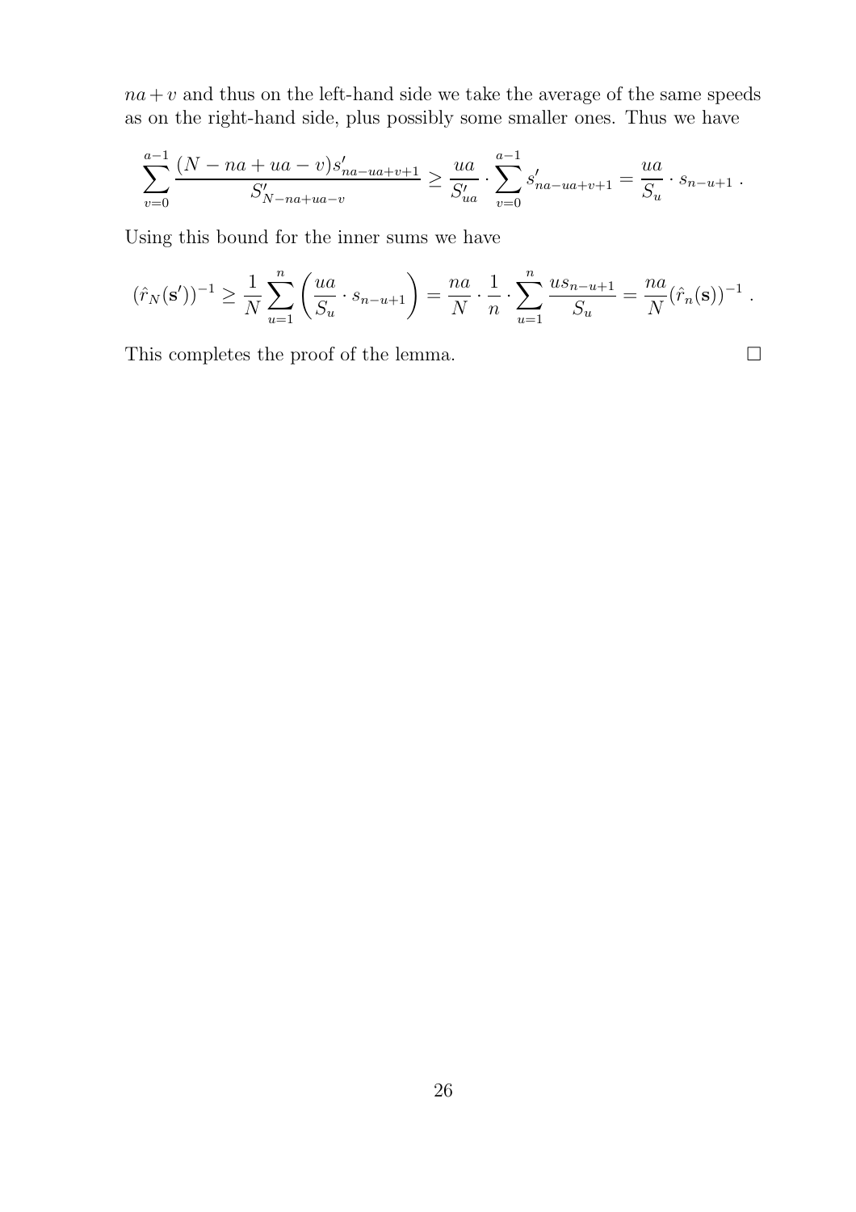$na + v$ and thus on the left-hand side we take the average of the same speeds as on the right-hand side, plus possibly some smaller ones. Thus we have

$$\sum_{v=0}^{a-1} \frac{(N - na + ua - v)s'_{na-ua+v+1}}{S'_{N-na+ua-v}} \geq \frac{ua}{S'_{ua}} \cdot \sum_{v=0}^{a-1} s'_{na-ua+v+1} = \frac{ua}{S_u} \cdot s_{n-u+1} \; .$$

Using this bound for the inner sums we have

$$(\hat{r}_N(\mathbf{s}'))^{-1} \geq \frac{1}{N} \sum_{u=1}^{n} \left( \frac{ua}{S_u} \cdot s_{n-u+1} \right) = \frac{na}{N} \cdot \frac{1}{n} \cdot \sum_{u=1}^{n} \frac{u s_{n-u+1}}{S_u} = \frac{na}{N} (\hat{r}_n(\mathbf{s}))^{-1} \; .$$

This completes the proof of the lemma. □